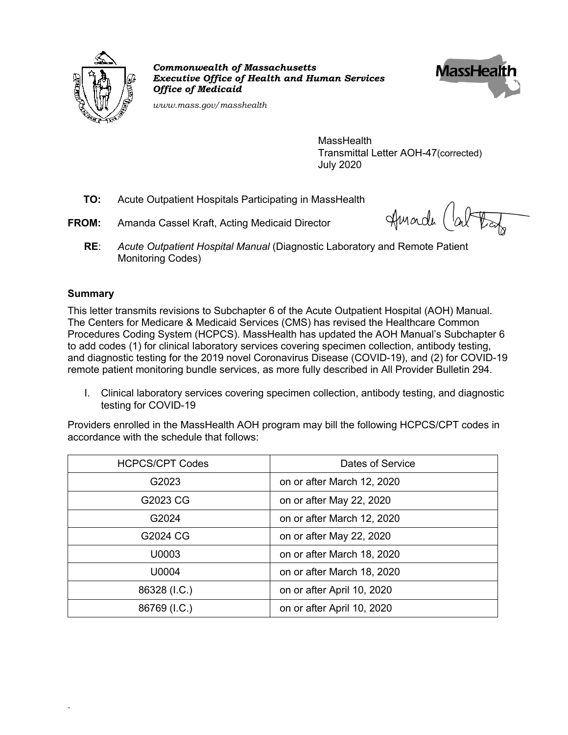***Commonwealth of Massachusetts***
***Executive Office of Health and Human Services***
***Office of Medicaid***

*www.mass.gov/masshealth*

MassHealth
Transmittal Letter AOH-47(corrected)
July 2020

**TO:** Acute Outpatient Hospitals Participating in MassHealth

**FROM:** Amanda Cassel Kraft, Acting Medicaid Director

**RE**: *Acute Outpatient Hospital Manual* (Diagnostic Laboratory and Remote Patient Monitoring Codes)

**Summary**

This letter transmits revisions to Subchapter 6 of the Acute Outpatient Hospital (AOH) Manual. The Centers for Medicare & Medicaid Services (CMS) has revised the Healthcare Common Procedures Coding System (HCPCS). MassHealth has updated the AOH Manual's Subchapter 6 to add codes (1) for clinical laboratory services covering specimen collection, antibody testing, and diagnostic testing for the 2019 novel Coronavirus Disease (COVID-19), and (2) for COVID-19 remote patient monitoring bundle services, as more fully described in All Provider Bulletin 294.

I. Clinical laboratory services covering specimen collection, antibody testing, and diagnostic testing for COVID-19

Providers enrolled in the MassHealth AOH program may bill the following HCPCS/CPT codes in accordance with the schedule that follows:

| HCPCS/CPT Codes | Dates of Service |
|---|---|
| G2023 | on or after March 12, 2020 |
| G2023 CG | on or after May 22, 2020 |
| G2024 | on or after March 12, 2020 |
| G2024 CG | on or after May 22, 2020 |
| U0003 | on or after March 18, 2020 |
| U0004 | on or after March 18, 2020 |
| 86328 (I.C.) | on or after April 10, 2020 |
| 86769 (I.C.) | on or after April 10, 2020 |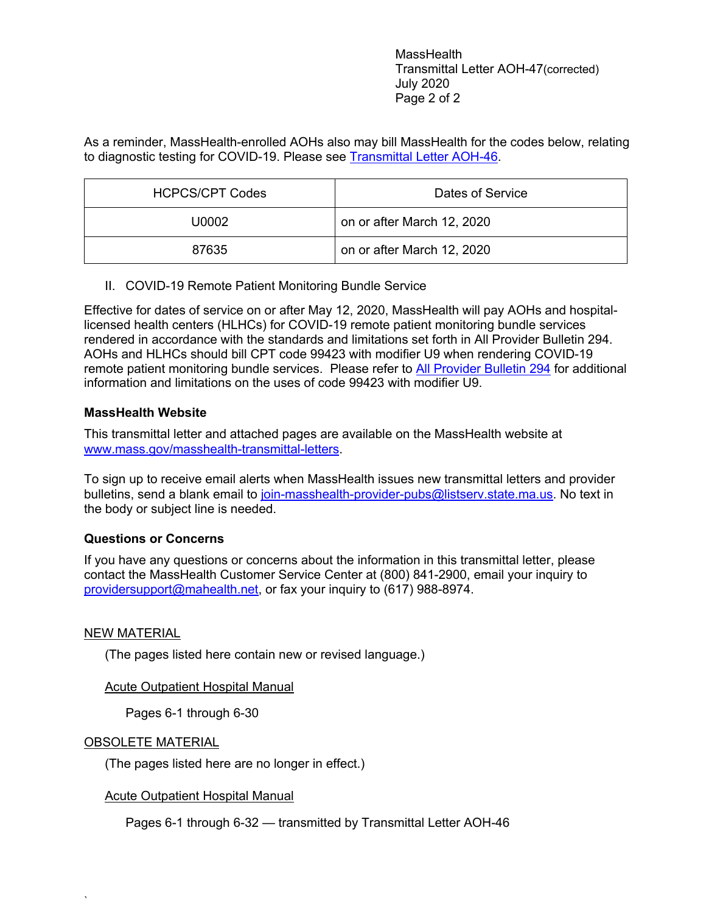As a reminder, MassHealth-enrolled AOHs also may bill MassHealth for the codes below, relating to diagnostic testing for COVID-19. Please see Transmittal Letter AOH-46.

| HCPCS/CPT Codes | Dates of Service |
| --- | --- |
| U0002 | on or after March 12, 2020 |
| 87635 | on or after March 12, 2020 |

II. COVID-19 Remote Patient Monitoring Bundle Service

Effective for dates of service on or after May 12, 2020, MassHealth will pay AOHs and hospital-licensed health centers (HLHCs) for COVID-19 remote patient monitoring bundle services rendered in accordance with the standards and limitations set forth in All Provider Bulletin 294. AOHs and HLHCs should bill CPT code 99423 with modifier U9 when rendering COVID-19 remote patient monitoring bundle services. Please refer to All Provider Bulletin 294 for additional information and limitations on the uses of code 99423 with modifier U9.

**MassHealth Website**

This transmittal letter and attached pages are available on the MassHealth website at www.mass.gov/masshealth-transmittal-letters.

To sign up to receive email alerts when MassHealth issues new transmittal letters and provider bulletins, send a blank email to join-masshealth-provider-pubs@listserv.state.ma.us. No text in the body or subject line is needed.

**Questions or Concerns**

If you have any questions or concerns about the information in this transmittal letter, please contact the MassHealth Customer Service Center at (800) 841-2900, email your inquiry to providersupport@mahealth.net, or fax your inquiry to (617) 988-8974.

NEW MATERIAL

(The pages listed here contain new or revised language.)

Acute Outpatient Hospital Manual

Pages 6-1 through 6-30

OBSOLETE MATERIAL

(The pages listed here are no longer in effect.)

Acute Outpatient Hospital Manual

Pages 6-1 through 6-32 — transmitted by Transmittal Letter AOH-46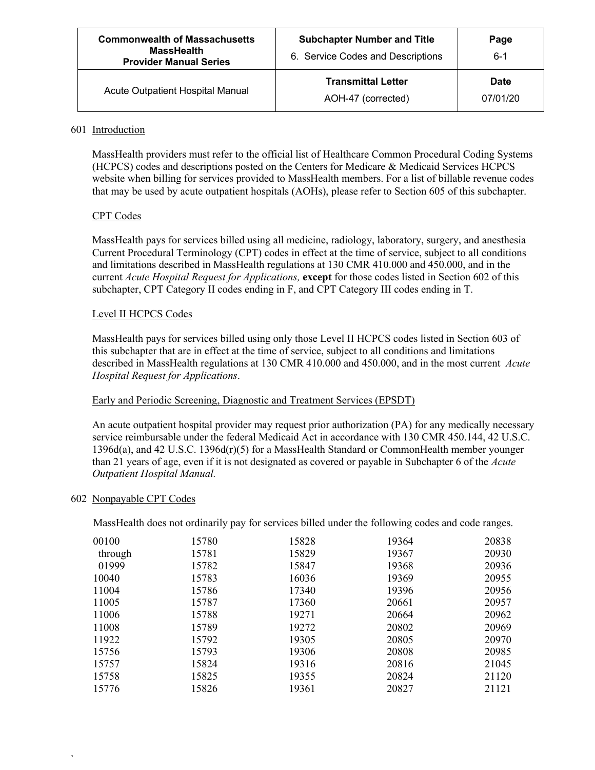## 601 Introduction

MassHealth providers must refer to the official list of Healthcare Common Procedural Coding Systems (HCPCS) codes and descriptions posted on the Centers for Medicare & Medicaid Services HCPCS website when billing for services provided to MassHealth members. For a list of billable revenue codes that may be used by acute outpatient hospitals (AOHs), please refer to Section 605 of this subchapter.

### CPT Codes

MassHealth pays for services billed using all medicine, radiology, laboratory, surgery, and anesthesia Current Procedural Terminology (CPT) codes in effect at the time of service, subject to all conditions and limitations described in MassHealth regulations at 130 CMR 410.000 and 450.000, and in the current *Acute Hospital Request for Applications,* **except** for those codes listed in Section 602 of this subchapter, CPT Category II codes ending in F, and CPT Category III codes ending in T.

### Level II HCPCS Codes

MassHealth pays for services billed using only those Level II HCPCS codes listed in Section 603 of this subchapter that are in effect at the time of service, subject to all conditions and limitations described in MassHealth regulations at 130 CMR 410.000 and 450.000, and in the most current *Acute Hospital Request for Applications*.

### Early and Periodic Screening, Diagnostic and Treatment Services (EPSDT)

An acute outpatient hospital provider may request prior authorization (PA) for any medically necessary service reimbursable under the federal Medicaid Act in accordance with 130 CMR 450.144, 42 U.S.C. 1396d(a), and 42 U.S.C. 1396d(r)(5) for a MassHealth Standard or CommonHealth member younger than 21 years of age, even if it is not designated as covered or payable in Subchapter 6 of the *Acute Outpatient Hospital Manual.*

## 602 Nonpayable CPT Codes

MassHealth does not ordinarily pay for services billed under the following codes and code ranges.

| | | | | |
|---|---|---|---|---|
| 00100 through 01999 | 15780 | 15828 | 19364 | 20838 |
| 10040 | 15781 | 15829 | 19367 | 20930 |
| 11004 | 15782 | 15847 | 19368 | 20936 |
| 11005 | 15783 | 16036 | 19369 | 20955 |
| 11006 | 15786 | 17340 | 19396 | 20956 |
| 11008 | 15787 | 17360 | 20661 | 20957 |
| 11922 | 15788 | 19271 | 20664 | 20962 |
| 15756 | 15789 | 19272 | 20802 | 20969 |
| 15757 | 15792 | 19305 | 20805 | 20970 |
| 15758 | 15793 | 19306 | 20808 | 20985 |
| 15776 | 15824 | 19316 | 20816 | 21045 |
| | 15825 | 19355 | 20824 | 21120 |
| | 15826 | 19361 | 20827 | 21121 |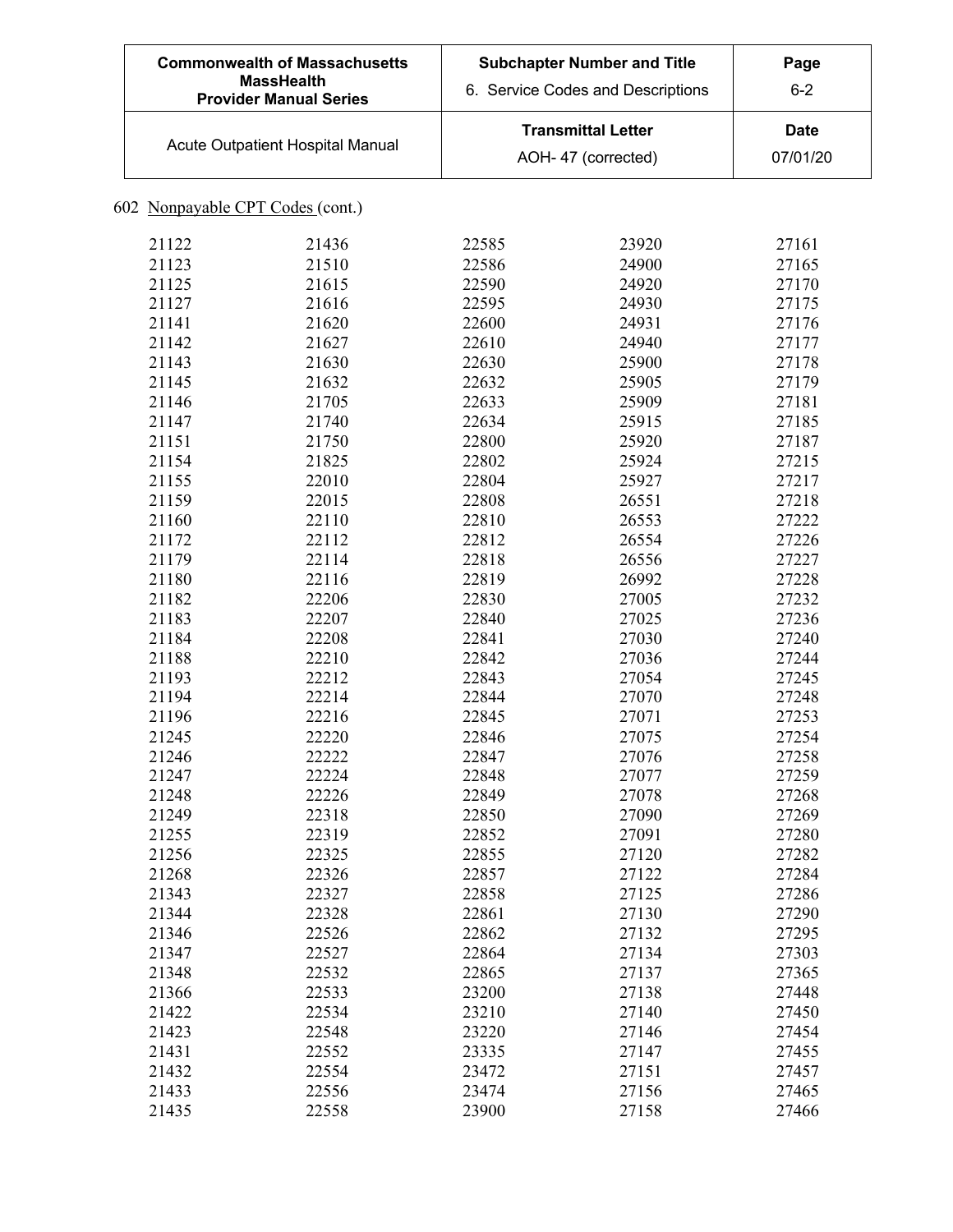602 Nonpayable CPT Codes (cont.)

| | | | | |
|---|---|---|---|---|
| 21122 | 21436 | 22585 | 23920 | 27161 |
| 21123 | 21510 | 22586 | 24900 | 27165 |
| 21125 | 21615 | 22590 | 24920 | 27170 |
| 21127 | 21616 | 22595 | 24930 | 27175 |
| 21141 | 21620 | 22600 | 24931 | 27176 |
| 21142 | 21627 | 22610 | 24940 | 27177 |
| 21143 | 21630 | 22630 | 25900 | 27178 |
| 21145 | 21632 | 22632 | 25905 | 27179 |
| 21146 | 21705 | 22633 | 25909 | 27181 |
| 21147 | 21740 | 22634 | 25915 | 27185 |
| 21151 | 21750 | 22800 | 25920 | 27187 |
| 21154 | 21825 | 22802 | 25924 | 27215 |
| 21155 | 22010 | 22804 | 25927 | 27217 |
| 21159 | 22015 | 22808 | 26551 | 27218 |
| 21160 | 22110 | 22810 | 26553 | 27222 |
| 21172 | 22112 | 22812 | 26554 | 27226 |
| 21179 | 22114 | 22818 | 26556 | 27227 |
| 21180 | 22116 | 22819 | 26992 | 27228 |
| 21182 | 22206 | 22830 | 27005 | 27232 |
| 21183 | 22207 | 22840 | 27025 | 27236 |
| 21184 | 22208 | 22841 | 27030 | 27240 |
| 21188 | 22210 | 22842 | 27036 | 27244 |
| 21193 | 22212 | 22843 | 27054 | 27245 |
| 21194 | 22214 | 22844 | 27070 | 27248 |
| 21196 | 22216 | 22845 | 27071 | 27253 |
| 21245 | 22220 | 22846 | 27075 | 27254 |
| 21246 | 22222 | 22847 | 27076 | 27258 |
| 21247 | 22224 | 22848 | 27077 | 27259 |
| 21248 | 22226 | 22849 | 27078 | 27268 |
| 21249 | 22318 | 22850 | 27090 | 27269 |
| 21255 | 22319 | 22852 | 27091 | 27280 |
| 21256 | 22325 | 22855 | 27120 | 27282 |
| 21268 | 22326 | 22857 | 27122 | 27284 |
| 21343 | 22327 | 22858 | 27125 | 27286 |
| 21344 | 22328 | 22861 | 27130 | 27290 |
| 21346 | 22526 | 22862 | 27132 | 27295 |
| 21347 | 22527 | 22864 | 27134 | 27303 |
| 21348 | 22532 | 22865 | 27137 | 27365 |
| 21366 | 22533 | 23200 | 27138 | 27448 |
| 21422 | 22534 | 23210 | 27140 | 27450 |
| 21423 | 22548 | 23220 | 27146 | 27454 |
| 21431 | 22552 | 23335 | 27147 | 27455 |
| 21432 | 22554 | 23472 | 27151 | 27457 |
| 21433 | 22556 | 23474 | 27156 | 27465 |
| 21435 | 22558 | 23900 | 27158 | 27466 |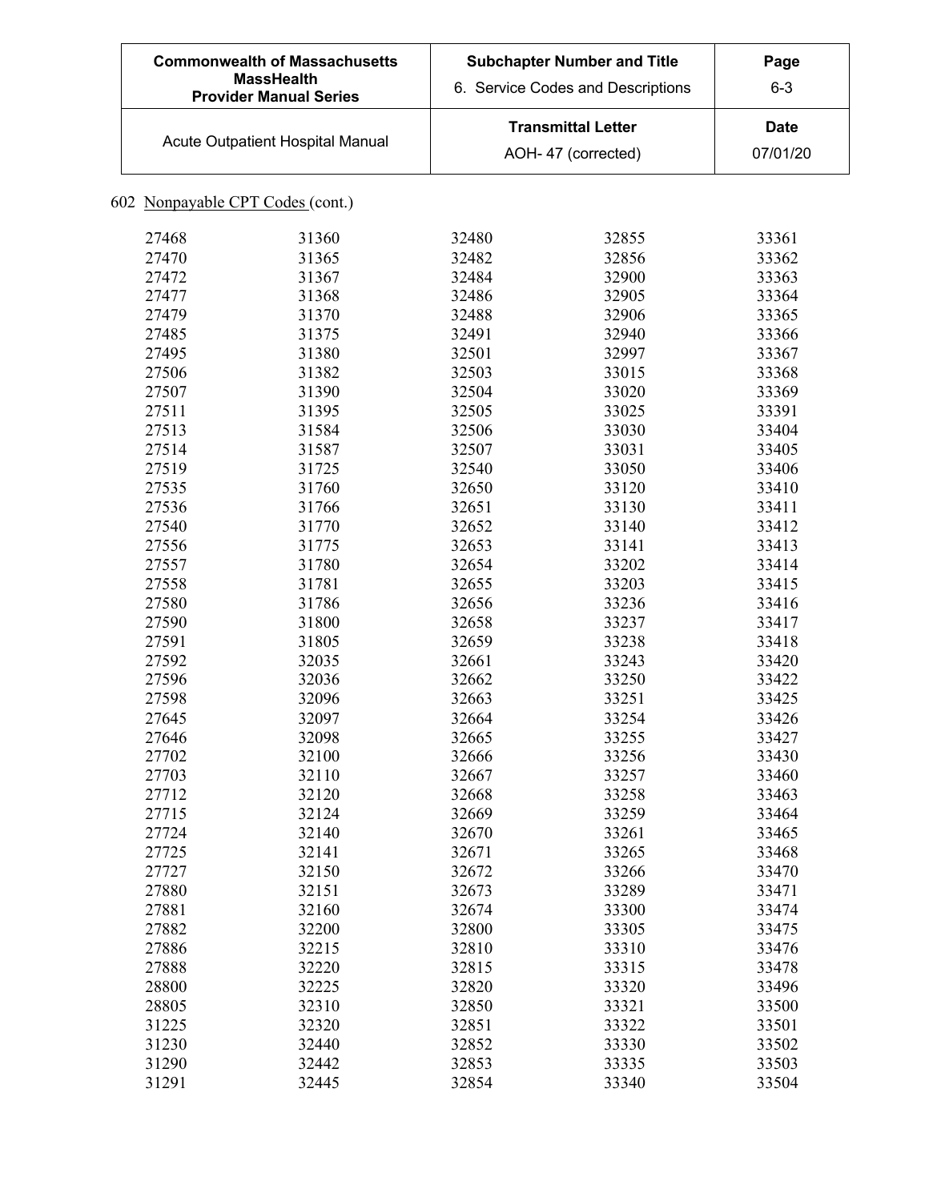602 Nonpayable CPT Codes (cont.)

| | | | | |
|---|---|---|---|---|
| 27468 | 31360 | 32480 | 32855 | 33361 |
| 27470 | 31365 | 32482 | 32856 | 33362 |
| 27472 | 31367 | 32484 | 32900 | 33363 |
| 27477 | 31368 | 32486 | 32905 | 33364 |
| 27479 | 31370 | 32488 | 32906 | 33365 |
| 27485 | 31375 | 32491 | 32940 | 33366 |
| 27495 | 31380 | 32501 | 32997 | 33367 |
| 27506 | 31382 | 32503 | 33015 | 33368 |
| 27507 | 31390 | 32504 | 33020 | 33369 |
| 27511 | 31395 | 32505 | 33025 | 33391 |
| 27513 | 31584 | 32506 | 33030 | 33404 |
| 27514 | 31587 | 32507 | 33031 | 33405 |
| 27519 | 31725 | 32540 | 33050 | 33406 |
| 27535 | 31760 | 32650 | 33120 | 33410 |
| 27536 | 31766 | 32651 | 33130 | 33411 |
| 27540 | 31770 | 32652 | 33140 | 33412 |
| 27556 | 31775 | 32653 | 33141 | 33413 |
| 27557 | 31780 | 32654 | 33202 | 33414 |
| 27558 | 31781 | 32655 | 33203 | 33415 |
| 27580 | 31786 | 32656 | 33236 | 33416 |
| 27590 | 31800 | 32658 | 33237 | 33417 |
| 27591 | 31805 | 32659 | 33238 | 33418 |
| 27592 | 32035 | 32661 | 33243 | 33420 |
| 27596 | 32036 | 32662 | 33250 | 33422 |
| 27598 | 32096 | 32663 | 33251 | 33425 |
| 27645 | 32097 | 32664 | 33254 | 33426 |
| 27646 | 32098 | 32665 | 33255 | 33427 |
| 27702 | 32100 | 32666 | 33256 | 33430 |
| 27703 | 32110 | 32667 | 33257 | 33460 |
| 27712 | 32120 | 32668 | 33258 | 33463 |
| 27715 | 32124 | 32669 | 33259 | 33464 |
| 27724 | 32140 | 32670 | 33261 | 33465 |
| 27725 | 32141 | 32671 | 33265 | 33468 |
| 27727 | 32150 | 32672 | 33266 | 33470 |
| 27880 | 32151 | 32673 | 33289 | 33471 |
| 27881 | 32160 | 32674 | 33300 | 33474 |
| 27882 | 32200 | 32800 | 33305 | 33475 |
| 27886 | 32215 | 32810 | 33310 | 33476 |
| 27888 | 32220 | 32815 | 33315 | 33478 |
| 28800 | 32225 | 32820 | 33320 | 33496 |
| 28805 | 32310 | 32850 | 33321 | 33500 |
| 31225 | 32320 | 32851 | 33322 | 33501 |
| 31230 | 32440 | 32852 | 33330 | 33502 |
| 31290 | 32442 | 32853 | 33335 | 33503 |
| 31291 | 32445 | 32854 | 33340 | 33504 |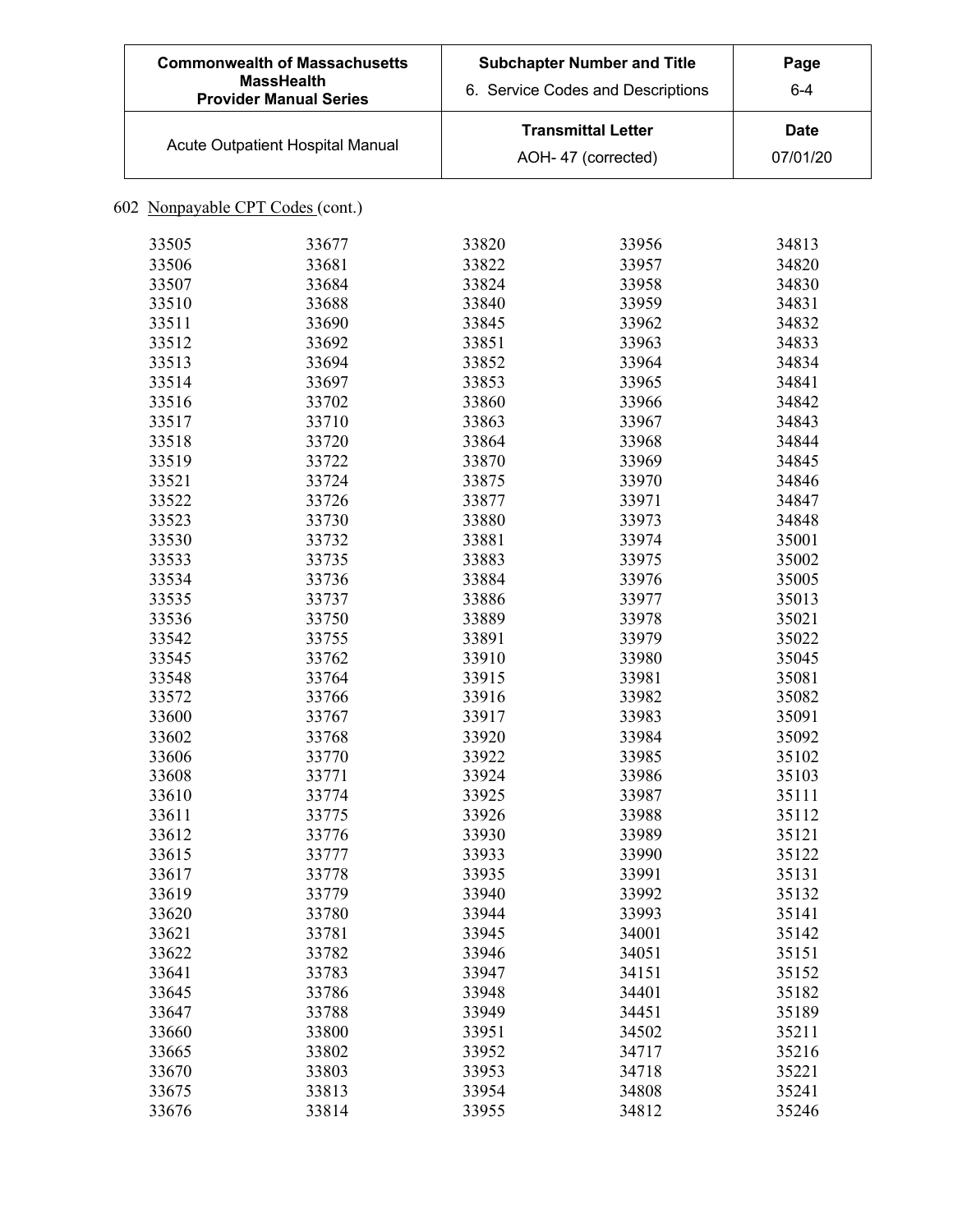| Commonwealth of Massachusetts MassHealth Provider Manual Series | Subchapter Number and Title 6. Service Codes and Descriptions | Page 6-4 |
|---|---|---|
| Acute Outpatient Hospital Manual | Transmittal Letter AOH- 47 (corrected) | Date 07/01/20 |

602 Nonpayable CPT Codes (cont.)

| | | | | |
|---|---|---|---|---|
| 33505 | 33677 | 33820 | 33956 | 34813 |
| 33506 | 33681 | 33822 | 33957 | 34820 |
| 33507 | 33684 | 33824 | 33958 | 34830 |
| 33510 | 33688 | 33840 | 33959 | 34831 |
| 33511 | 33690 | 33845 | 33962 | 34832 |
| 33512 | 33692 | 33851 | 33963 | 34833 |
| 33513 | 33694 | 33852 | 33964 | 34834 |
| 33514 | 33697 | 33853 | 33965 | 34841 |
| 33516 | 33702 | 33860 | 33966 | 34842 |
| 33517 | 33710 | 33863 | 33967 | 34843 |
| 33518 | 33720 | 33864 | 33968 | 34844 |
| 33519 | 33722 | 33870 | 33969 | 34845 |
| 33521 | 33724 | 33875 | 33970 | 34846 |
| 33522 | 33726 | 33877 | 33971 | 34847 |
| 33523 | 33730 | 33880 | 33973 | 34848 |
| 33530 | 33732 | 33881 | 33974 | 35001 |
| 33533 | 33735 | 33883 | 33975 | 35002 |
| 33534 | 33736 | 33884 | 33976 | 35005 |
| 33535 | 33737 | 33886 | 33977 | 35013 |
| 33536 | 33750 | 33889 | 33978 | 35021 |
| 33542 | 33755 | 33891 | 33979 | 35022 |
| 33545 | 33762 | 33910 | 33980 | 35045 |
| 33548 | 33764 | 33915 | 33981 | 35081 |
| 33572 | 33766 | 33916 | 33982 | 35082 |
| 33600 | 33767 | 33917 | 33983 | 35091 |
| 33602 | 33768 | 33920 | 33984 | 35092 |
| 33606 | 33770 | 33922 | 33985 | 35102 |
| 33608 | 33771 | 33924 | 33986 | 35103 |
| 33610 | 33774 | 33925 | 33987 | 35111 |
| 33611 | 33775 | 33926 | 33988 | 35112 |
| 33612 | 33776 | 33930 | 33989 | 35121 |
| 33615 | 33777 | 33933 | 33990 | 35122 |
| 33617 | 33778 | 33935 | 33991 | 35131 |
| 33619 | 33779 | 33940 | 33992 | 35132 |
| 33620 | 33780 | 33944 | 33993 | 35141 |
| 33621 | 33781 | 33945 | 34001 | 35142 |
| 33622 | 33782 | 33946 | 34051 | 35151 |
| 33641 | 33783 | 33947 | 34151 | 35152 |
| 33645 | 33786 | 33948 | 34401 | 35182 |
| 33647 | 33788 | 33949 | 34451 | 35189 |
| 33660 | 33800 | 33951 | 34502 | 35211 |
| 33665 | 33802 | 33952 | 34717 | 35216 |
| 33670 | 33803 | 33953 | 34718 | 35221 |
| 33675 | 33813 | 33954 | 34808 | 35241 |
| 33676 | 33814 | 33955 | 34812 | 35246 |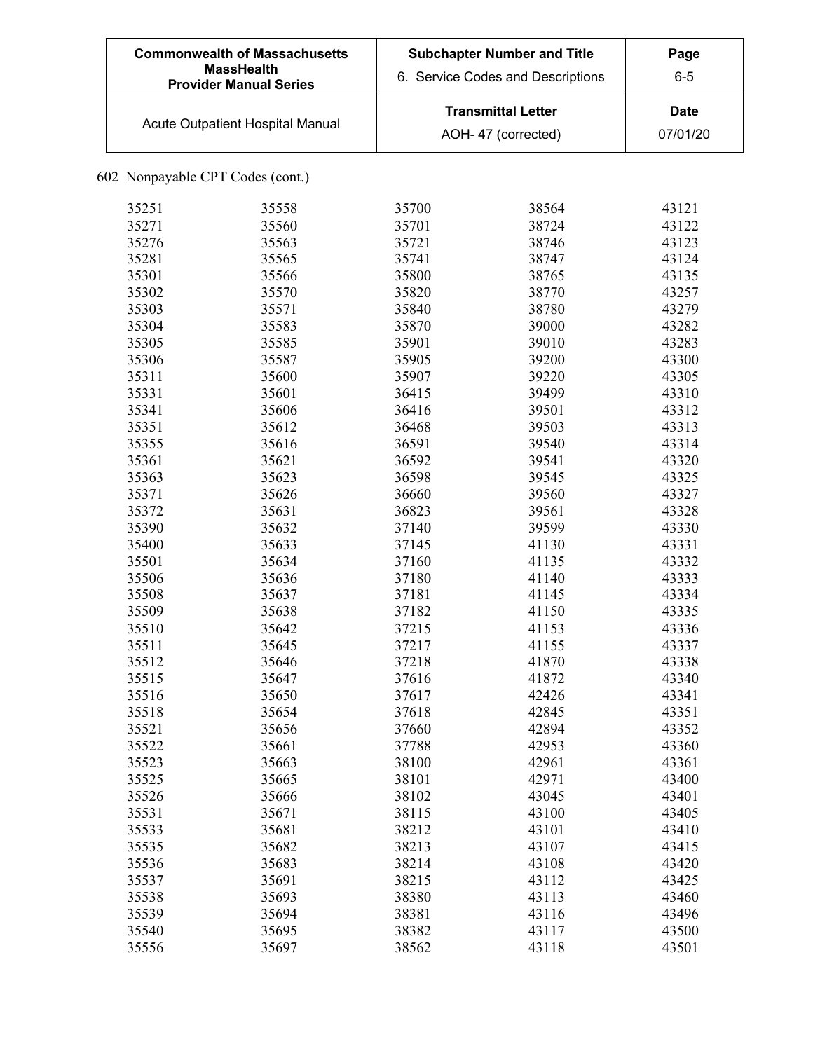602 Nonpayable CPT Codes (cont.)

| | | | | |
|---|---|---|---|---|
| 35251 | 35558 | 35700 | 38564 | 43121 |
| 35271 | 35560 | 35701 | 38724 | 43122 |
| 35276 | 35563 | 35721 | 38746 | 43123 |
| 35281 | 35565 | 35741 | 38747 | 43124 |
| 35301 | 35566 | 35800 | 38765 | 43135 |
| 35302 | 35570 | 35820 | 38770 | 43257 |
| 35303 | 35571 | 35840 | 38780 | 43279 |
| 35304 | 35583 | 35870 | 39000 | 43282 |
| 35305 | 35585 | 35901 | 39010 | 43283 |
| 35306 | 35587 | 35905 | 39200 | 43300 |
| 35311 | 35600 | 35907 | 39220 | 43305 |
| 35331 | 35601 | 36415 | 39499 | 43310 |
| 35341 | 35606 | 36416 | 39501 | 43312 |
| 35351 | 35612 | 36468 | 39503 | 43313 |
| 35355 | 35616 | 36591 | 39540 | 43314 |
| 35361 | 35621 | 36592 | 39541 | 43320 |
| 35363 | 35623 | 36598 | 39545 | 43325 |
| 35371 | 35626 | 36660 | 39560 | 43327 |
| 35372 | 35631 | 36823 | 39561 | 43328 |
| 35390 | 35632 | 37140 | 39599 | 43330 |
| 35400 | 35633 | 37145 | 41130 | 43331 |
| 35501 | 35634 | 37160 | 41135 | 43332 |
| 35506 | 35636 | 37180 | 41140 | 43333 |
| 35508 | 35637 | 37181 | 41145 | 43334 |
| 35509 | 35638 | 37182 | 41150 | 43335 |
| 35510 | 35642 | 37215 | 41153 | 43336 |
| 35511 | 35645 | 37217 | 41155 | 43337 |
| 35512 | 35646 | 37218 | 41870 | 43338 |
| 35515 | 35647 | 37616 | 41872 | 43340 |
| 35516 | 35650 | 37617 | 42426 | 43341 |
| 35518 | 35654 | 37618 | 42845 | 43351 |
| 35521 | 35656 | 37660 | 42894 | 43352 |
| 35522 | 35661 | 37788 | 42953 | 43360 |
| 35523 | 35663 | 38100 | 42961 | 43361 |
| 35525 | 35665 | 38101 | 42971 | 43400 |
| 35526 | 35666 | 38102 | 43045 | 43401 |
| 35531 | 35671 | 38115 | 43100 | 43405 |
| 35533 | 35681 | 38212 | 43101 | 43410 |
| 35535 | 35682 | 38213 | 43107 | 43415 |
| 35536 | 35683 | 38214 | 43108 | 43420 |
| 35537 | 35691 | 38215 | 43112 | 43425 |
| 35538 | 35693 | 38380 | 43113 | 43460 |
| 35539 | 35694 | 38381 | 43116 | 43496 |
| 35540 | 35695 | 38382 | 43117 | 43500 |
| 35556 | 35697 | 38562 | 43118 | 43501 |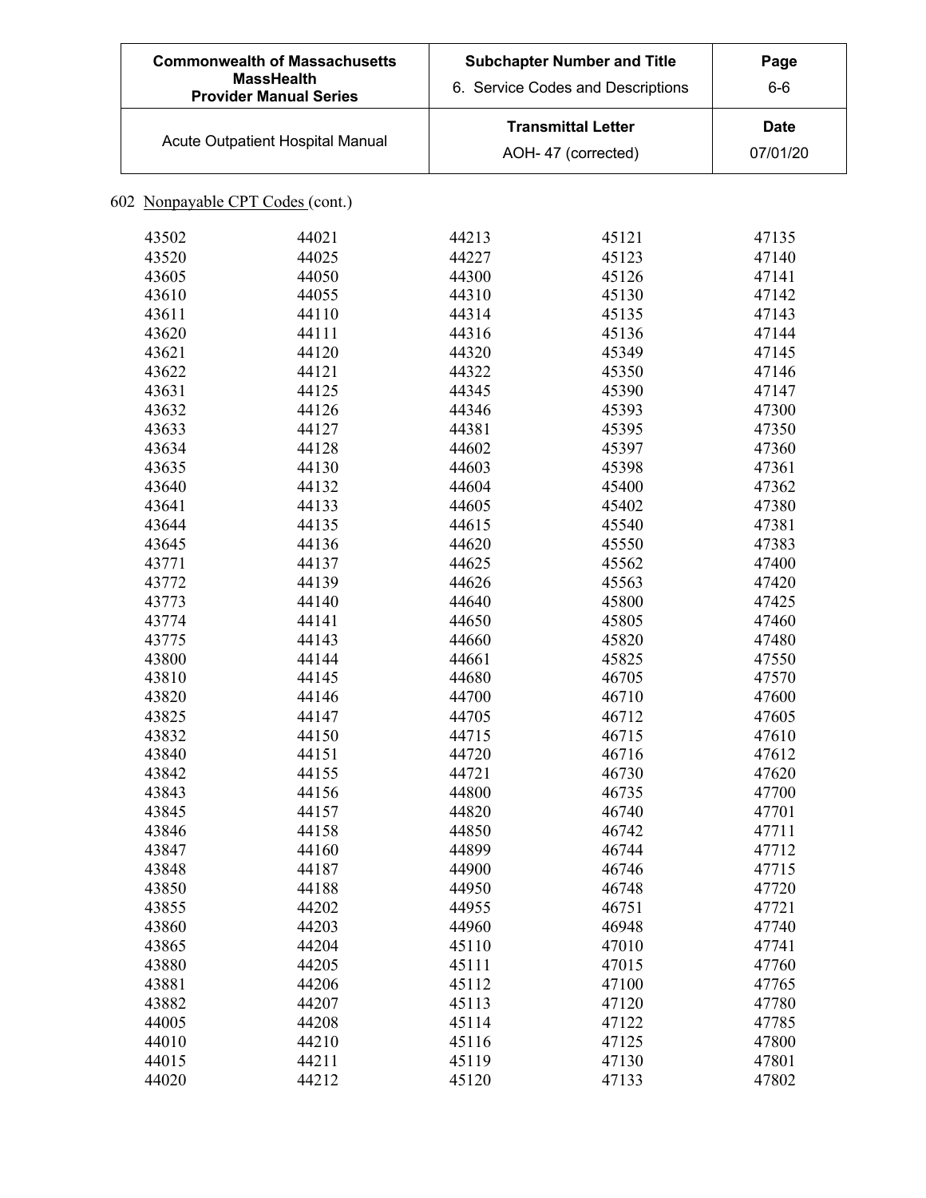602 Nonpayable CPT Codes (cont.)

| | | | | |
|---|---|---|---|---|
| 43502 | 44021 | 44213 | 45121 | 47135 |
| 43520 | 44025 | 44227 | 45123 | 47140 |
| 43605 | 44050 | 44300 | 45126 | 47141 |
| 43610 | 44055 | 44310 | 45130 | 47142 |
| 43611 | 44110 | 44314 | 45135 | 47143 |
| 43620 | 44111 | 44316 | 45136 | 47144 |
| 43621 | 44120 | 44320 | 45349 | 47145 |
| 43622 | 44121 | 44322 | 45350 | 47146 |
| 43631 | 44125 | 44345 | 45390 | 47147 |
| 43632 | 44126 | 44346 | 45393 | 47300 |
| 43633 | 44127 | 44381 | 45395 | 47350 |
| 43634 | 44128 | 44602 | 45397 | 47360 |
| 43635 | 44130 | 44603 | 45398 | 47361 |
| 43640 | 44132 | 44604 | 45400 | 47362 |
| 43641 | 44133 | 44605 | 45402 | 47380 |
| 43644 | 44135 | 44615 | 45540 | 47381 |
| 43645 | 44136 | 44620 | 45550 | 47383 |
| 43771 | 44137 | 44625 | 45562 | 47400 |
| 43772 | 44139 | 44626 | 45563 | 47420 |
| 43773 | 44140 | 44640 | 45800 | 47425 |
| 43774 | 44141 | 44650 | 45805 | 47460 |
| 43775 | 44143 | 44660 | 45820 | 47480 |
| 43800 | 44144 | 44661 | 45825 | 47550 |
| 43810 | 44145 | 44680 | 46705 | 47570 |
| 43820 | 44146 | 44700 | 46710 | 47600 |
| 43825 | 44147 | 44705 | 46712 | 47605 |
| 43832 | 44150 | 44715 | 46715 | 47610 |
| 43840 | 44151 | 44720 | 46716 | 47612 |
| 43842 | 44155 | 44721 | 46730 | 47620 |
| 43843 | 44156 | 44800 | 46735 | 47700 |
| 43845 | 44157 | 44820 | 46740 | 47701 |
| 43846 | 44158 | 44850 | 46742 | 47711 |
| 43847 | 44160 | 44899 | 46744 | 47712 |
| 43848 | 44187 | 44900 | 46746 | 47715 |
| 43850 | 44188 | 44950 | 46748 | 47720 |
| 43855 | 44202 | 44955 | 46751 | 47721 |
| 43860 | 44203 | 44960 | 46948 | 47740 |
| 43865 | 44204 | 45110 | 47010 | 47741 |
| 43880 | 44205 | 45111 | 47015 | 47760 |
| 43881 | 44206 | 45112 | 47100 | 47765 |
| 43882 | 44207 | 45113 | 47120 | 47780 |
| 44005 | 44208 | 45114 | 47122 | 47785 |
| 44010 | 44210 | 45116 | 47125 | 47800 |
| 44015 | 44211 | 45119 | 47130 | 47801 |
| 44020 | 44212 | 45120 | 47133 | 47802 |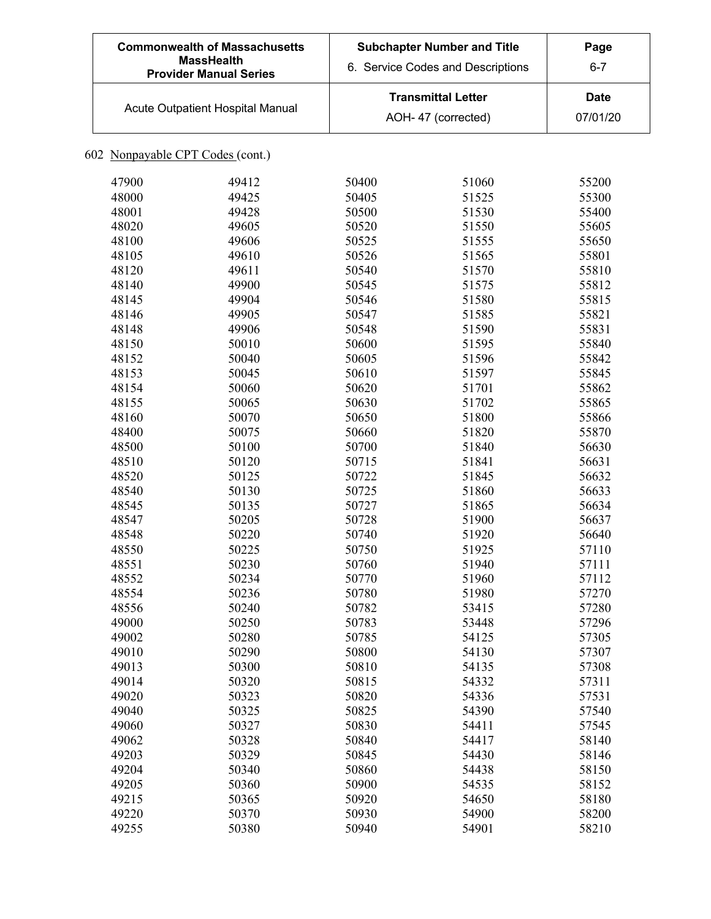## 602 Nonpayable CPT Codes (cont.)

| | | | | |
|---|---|---|---|---|
| 47900 | 49412 | 50400 | 51060 | 55200 |
| 48000 | 49425 | 50405 | 51525 | 55300 |
| 48001 | 49428 | 50500 | 51530 | 55400 |
| 48020 | 49605 | 50520 | 51550 | 55605 |
| 48100 | 49606 | 50525 | 51555 | 55650 |
| 48105 | 49610 | 50526 | 51565 | 55801 |
| 48120 | 49611 | 50540 | 51570 | 55810 |
| 48140 | 49900 | 50545 | 51575 | 55812 |
| 48145 | 49904 | 50546 | 51580 | 55815 |
| 48146 | 49905 | 50547 | 51585 | 55821 |
| 48148 | 49906 | 50548 | 51590 | 55831 |
| 48150 | 50010 | 50600 | 51595 | 55840 |
| 48152 | 50040 | 50605 | 51596 | 55842 |
| 48153 | 50045 | 50610 | 51597 | 55845 |
| 48154 | 50060 | 50620 | 51701 | 55862 |
| 48155 | 50065 | 50630 | 51702 | 55865 |
| 48160 | 50070 | 50650 | 51800 | 55866 |
| 48400 | 50075 | 50660 | 51820 | 55870 |
| 48500 | 50100 | 50700 | 51840 | 56630 |
| 48510 | 50120 | 50715 | 51841 | 56631 |
| 48520 | 50125 | 50722 | 51845 | 56632 |
| 48540 | 50130 | 50725 | 51860 | 56633 |
| 48545 | 50135 | 50727 | 51865 | 56634 |
| 48547 | 50205 | 50728 | 51900 | 56637 |
| 48548 | 50220 | 50740 | 51920 | 56640 |
| 48550 | 50225 | 50750 | 51925 | 57110 |
| 48551 | 50230 | 50760 | 51940 | 57111 |
| 48552 | 50234 | 50770 | 51960 | 57112 |
| 48554 | 50236 | 50780 | 51980 | 57270 |
| 48556 | 50240 | 50782 | 53415 | 57280 |
| 49000 | 50250 | 50783 | 53448 | 57296 |
| 49002 | 50280 | 50785 | 54125 | 57305 |
| 49010 | 50290 | 50800 | 54130 | 57307 |
| 49013 | 50300 | 50810 | 54135 | 57308 |
| 49014 | 50320 | 50815 | 54332 | 57311 |
| 49020 | 50323 | 50820 | 54336 | 57531 |
| 49040 | 50325 | 50825 | 54390 | 57540 |
| 49060 | 50327 | 50830 | 54411 | 57545 |
| 49062 | 50328 | 50840 | 54417 | 58140 |
| 49203 | 50329 | 50845 | 54430 | 58146 |
| 49204 | 50340 | 50860 | 54438 | 58150 |
| 49205 | 50360 | 50900 | 54535 | 58152 |
| 49215 | 50365 | 50920 | 54650 | 58180 |
| 49220 | 50370 | 50930 | 54900 | 58200 |
| 49255 | 50380 | 50940 | 54901 | 58210 |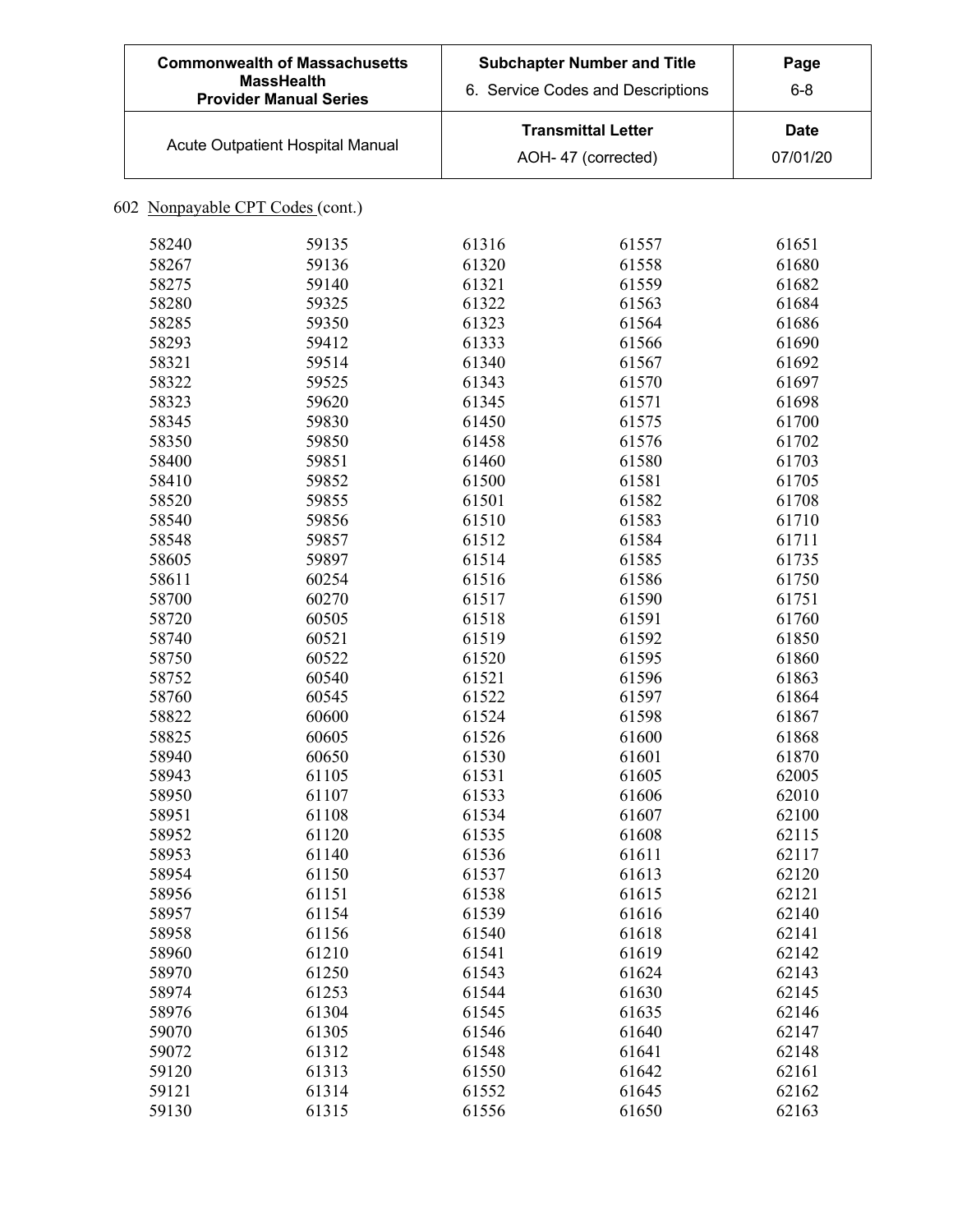602 Nonpayable CPT Codes (cont.)

| | | | | |
|---|---|---|---|---|
| 58240 | 59135 | 61316 | 61557 | 61651 |
| 58267 | 59136 | 61320 | 61558 | 61680 |
| 58275 | 59140 | 61321 | 61559 | 61682 |
| 58280 | 59325 | 61322 | 61563 | 61684 |
| 58285 | 59350 | 61323 | 61564 | 61686 |
| 58293 | 59412 | 61333 | 61566 | 61690 |
| 58321 | 59514 | 61340 | 61567 | 61692 |
| 58322 | 59525 | 61343 | 61570 | 61697 |
| 58323 | 59620 | 61345 | 61571 | 61698 |
| 58345 | 59830 | 61450 | 61575 | 61700 |
| 58350 | 59850 | 61458 | 61576 | 61702 |
| 58400 | 59851 | 61460 | 61580 | 61703 |
| 58410 | 59852 | 61500 | 61581 | 61705 |
| 58520 | 59855 | 61501 | 61582 | 61708 |
| 58540 | 59856 | 61510 | 61583 | 61710 |
| 58548 | 59857 | 61512 | 61584 | 61711 |
| 58605 | 59897 | 61514 | 61585 | 61735 |
| 58611 | 60254 | 61516 | 61586 | 61750 |
| 58700 | 60270 | 61517 | 61590 | 61751 |
| 58720 | 60505 | 61518 | 61591 | 61760 |
| 58740 | 60521 | 61519 | 61592 | 61850 |
| 58750 | 60522 | 61520 | 61595 | 61860 |
| 58752 | 60540 | 61521 | 61596 | 61863 |
| 58760 | 60545 | 61522 | 61597 | 61864 |
| 58822 | 60600 | 61524 | 61598 | 61867 |
| 58825 | 60605 | 61526 | 61600 | 61868 |
| 58940 | 60650 | 61530 | 61601 | 61870 |
| 58943 | 61105 | 61531 | 61605 | 62005 |
| 58950 | 61107 | 61533 | 61606 | 62010 |
| 58951 | 61108 | 61534 | 61607 | 62100 |
| 58952 | 61120 | 61535 | 61608 | 62115 |
| 58953 | 61140 | 61536 | 61611 | 62117 |
| 58954 | 61150 | 61537 | 61613 | 62120 |
| 58956 | 61151 | 61538 | 61615 | 62121 |
| 58957 | 61154 | 61539 | 61616 | 62140 |
| 58958 | 61156 | 61540 | 61618 | 62141 |
| 58960 | 61210 | 61541 | 61619 | 62142 |
| 58970 | 61250 | 61543 | 61624 | 62143 |
| 58974 | 61253 | 61544 | 61630 | 62145 |
| 58976 | 61304 | 61545 | 61635 | 62146 |
| 59070 | 61305 | 61546 | 61640 | 62147 |
| 59072 | 61312 | 61548 | 61641 | 62148 |
| 59120 | 61313 | 61550 | 61642 | 62161 |
| 59121 | 61314 | 61552 | 61645 | 62162 |
| 59130 | 61315 | 61556 | 61650 | 62163 |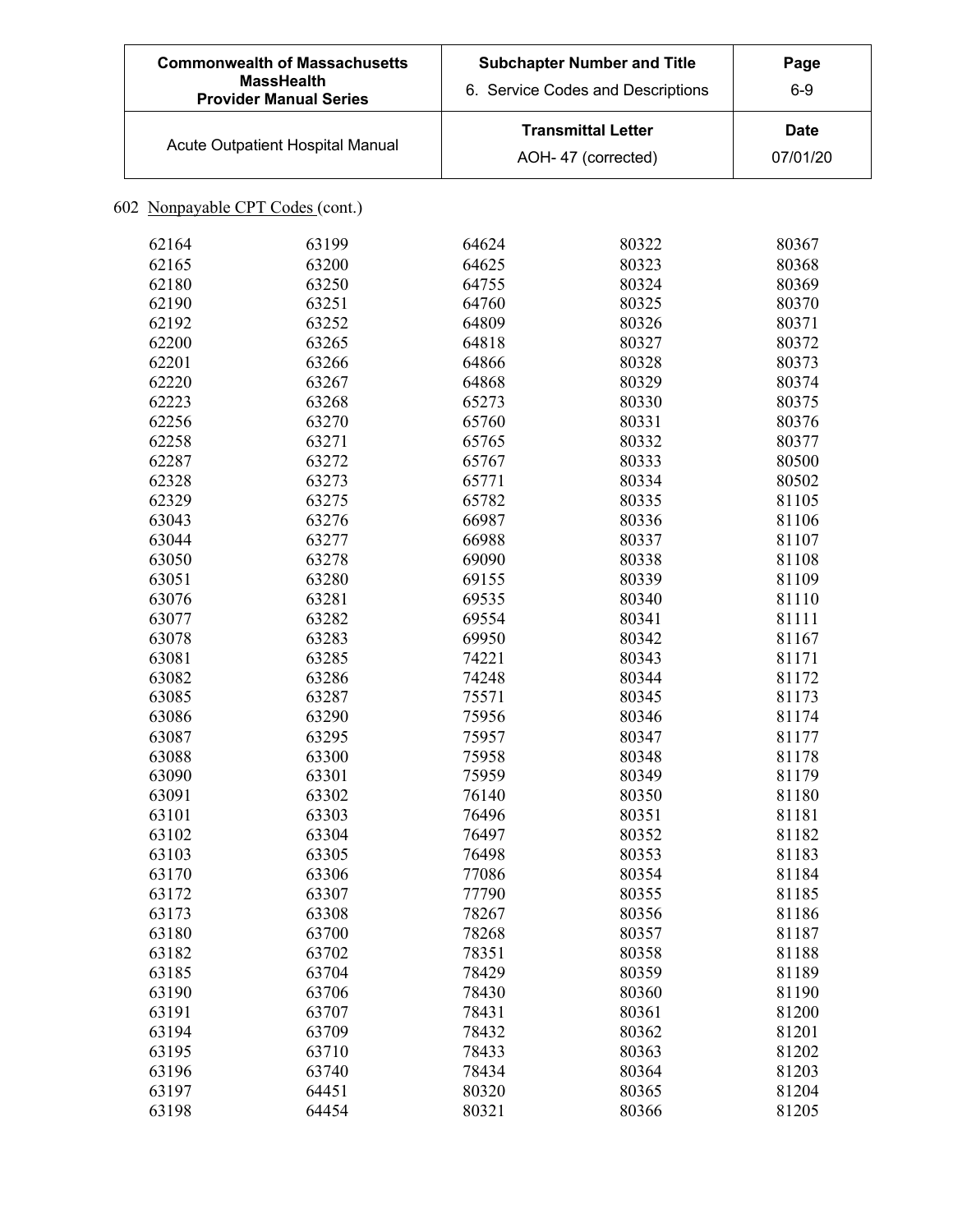| Commonwealth of Massachusetts MassHealth Provider Manual Series | Subchapter Number and Title 6. Service Codes and Descriptions | Page 6-9 |
|---|---|---|
| Acute Outpatient Hospital Manual | Transmittal Letter AOH- 47 (corrected) | Date 07/01/20 |

602 Nonpayable CPT Codes (cont.)

| | | | | |
|---|---|---|---|---|
| 62164 | 63199 | 64624 | 80322 | 80367 |
| 62165 | 63200 | 64625 | 80323 | 80368 |
| 62180 | 63250 | 64755 | 80324 | 80369 |
| 62190 | 63251 | 64760 | 80325 | 80370 |
| 62192 | 63252 | 64809 | 80326 | 80371 |
| 62200 | 63265 | 64818 | 80327 | 80372 |
| 62201 | 63266 | 64866 | 80328 | 80373 |
| 62220 | 63267 | 64868 | 80329 | 80374 |
| 62223 | 63268 | 65273 | 80330 | 80375 |
| 62256 | 63270 | 65760 | 80331 | 80376 |
| 62258 | 63271 | 65765 | 80332 | 80377 |
| 62287 | 63272 | 65767 | 80333 | 80500 |
| 62328 | 63273 | 65771 | 80334 | 80502 |
| 62329 | 63275 | 65782 | 80335 | 81105 |
| 63043 | 63276 | 66987 | 80336 | 81106 |
| 63044 | 63277 | 66988 | 80337 | 81107 |
| 63050 | 63278 | 69090 | 80338 | 81108 |
| 63051 | 63280 | 69155 | 80339 | 81109 |
| 63076 | 63281 | 69535 | 80340 | 81110 |
| 63077 | 63282 | 69554 | 80341 | 81111 |
| 63078 | 63283 | 69950 | 80342 | 81167 |
| 63081 | 63285 | 74221 | 80343 | 81171 |
| 63082 | 63286 | 74248 | 80344 | 81172 |
| 63085 | 63287 | 75571 | 80345 | 81173 |
| 63086 | 63290 | 75956 | 80346 | 81174 |
| 63087 | 63295 | 75957 | 80347 | 81177 |
| 63088 | 63300 | 75958 | 80348 | 81178 |
| 63090 | 63301 | 75959 | 80349 | 81179 |
| 63091 | 63302 | 76140 | 80350 | 81180 |
| 63101 | 63303 | 76496 | 80351 | 81181 |
| 63102 | 63304 | 76497 | 80352 | 81182 |
| 63103 | 63305 | 76498 | 80353 | 81183 |
| 63170 | 63306 | 77086 | 80354 | 81184 |
| 63172 | 63307 | 77790 | 80355 | 81185 |
| 63173 | 63308 | 78267 | 80356 | 81186 |
| 63180 | 63700 | 78268 | 80357 | 81187 |
| 63182 | 63702 | 78351 | 80358 | 81188 |
| 63185 | 63704 | 78429 | 80359 | 81189 |
| 63190 | 63706 | 78430 | 80360 | 81190 |
| 63191 | 63707 | 78431 | 80361 | 81200 |
| 63194 | 63709 | 78432 | 80362 | 81201 |
| 63195 | 63710 | 78433 | 80363 | 81202 |
| 63196 | 63740 | 78434 | 80364 | 81203 |
| 63197 | 64451 | 80320 | 80365 | 81204 |
| 63198 | 64454 | 80321 | 80366 | 81205 |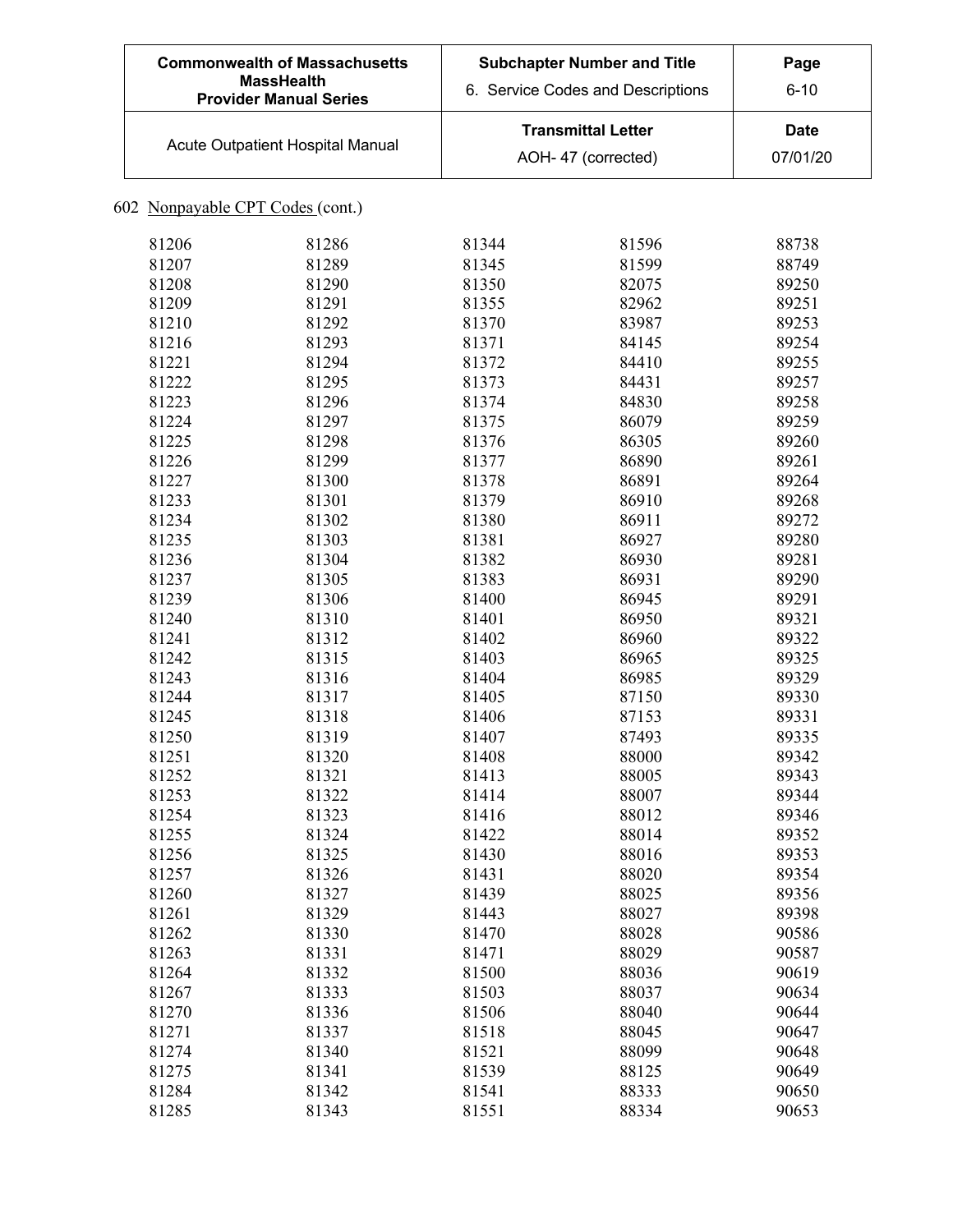## 602 Nonpayable CPT Codes (cont.)

| | | | | |
|---|---|---|---|---|
| 81206 | 81286 | 81344 | 81596 | 88738 |
| 81207 | 81289 | 81345 | 81599 | 88749 |
| 81208 | 81290 | 81350 | 82075 | 89250 |
| 81209 | 81291 | 81355 | 82962 | 89251 |
| 81210 | 81292 | 81370 | 83987 | 89253 |
| 81216 | 81293 | 81371 | 84145 | 89254 |
| 81221 | 81294 | 81372 | 84410 | 89255 |
| 81222 | 81295 | 81373 | 84431 | 89257 |
| 81223 | 81296 | 81374 | 84830 | 89258 |
| 81224 | 81297 | 81375 | 86079 | 89259 |
| 81225 | 81298 | 81376 | 86305 | 89260 |
| 81226 | 81299 | 81377 | 86890 | 89261 |
| 81227 | 81300 | 81378 | 86891 | 89264 |
| 81233 | 81301 | 81379 | 86910 | 89268 |
| 81234 | 81302 | 81380 | 86911 | 89272 |
| 81235 | 81303 | 81381 | 86927 | 89280 |
| 81236 | 81304 | 81382 | 86930 | 89281 |
| 81237 | 81305 | 81383 | 86931 | 89290 |
| 81239 | 81306 | 81400 | 86945 | 89291 |
| 81240 | 81310 | 81401 | 86950 | 89321 |
| 81241 | 81312 | 81402 | 86960 | 89322 |
| 81242 | 81315 | 81403 | 86965 | 89325 |
| 81243 | 81316 | 81404 | 86985 | 89329 |
| 81244 | 81317 | 81405 | 87150 | 89330 |
| 81245 | 81318 | 81406 | 87153 | 89331 |
| 81250 | 81319 | 81407 | 87493 | 89335 |
| 81251 | 81320 | 81408 | 88000 | 89342 |
| 81252 | 81321 | 81413 | 88005 | 89343 |
| 81253 | 81322 | 81414 | 88007 | 89344 |
| 81254 | 81323 | 81416 | 88012 | 89346 |
| 81255 | 81324 | 81422 | 88014 | 89352 |
| 81256 | 81325 | 81430 | 88016 | 89353 |
| 81257 | 81326 | 81431 | 88020 | 89354 |
| 81260 | 81327 | 81439 | 88025 | 89356 |
| 81261 | 81329 | 81443 | 88027 | 89398 |
| 81262 | 81330 | 81470 | 88028 | 90586 |
| 81263 | 81331 | 81471 | 88029 | 90587 |
| 81264 | 81332 | 81500 | 88036 | 90619 |
| 81267 | 81333 | 81503 | 88037 | 90634 |
| 81270 | 81336 | 81506 | 88040 | 90644 |
| 81271 | 81337 | 81518 | 88045 | 90647 |
| 81274 | 81340 | 81521 | 88099 | 90648 |
| 81275 | 81341 | 81539 | 88125 | 90649 |
| 81284 | 81342 | 81541 | 88333 | 90650 |
| 81285 | 81343 | 81551 | 88334 | 90653 |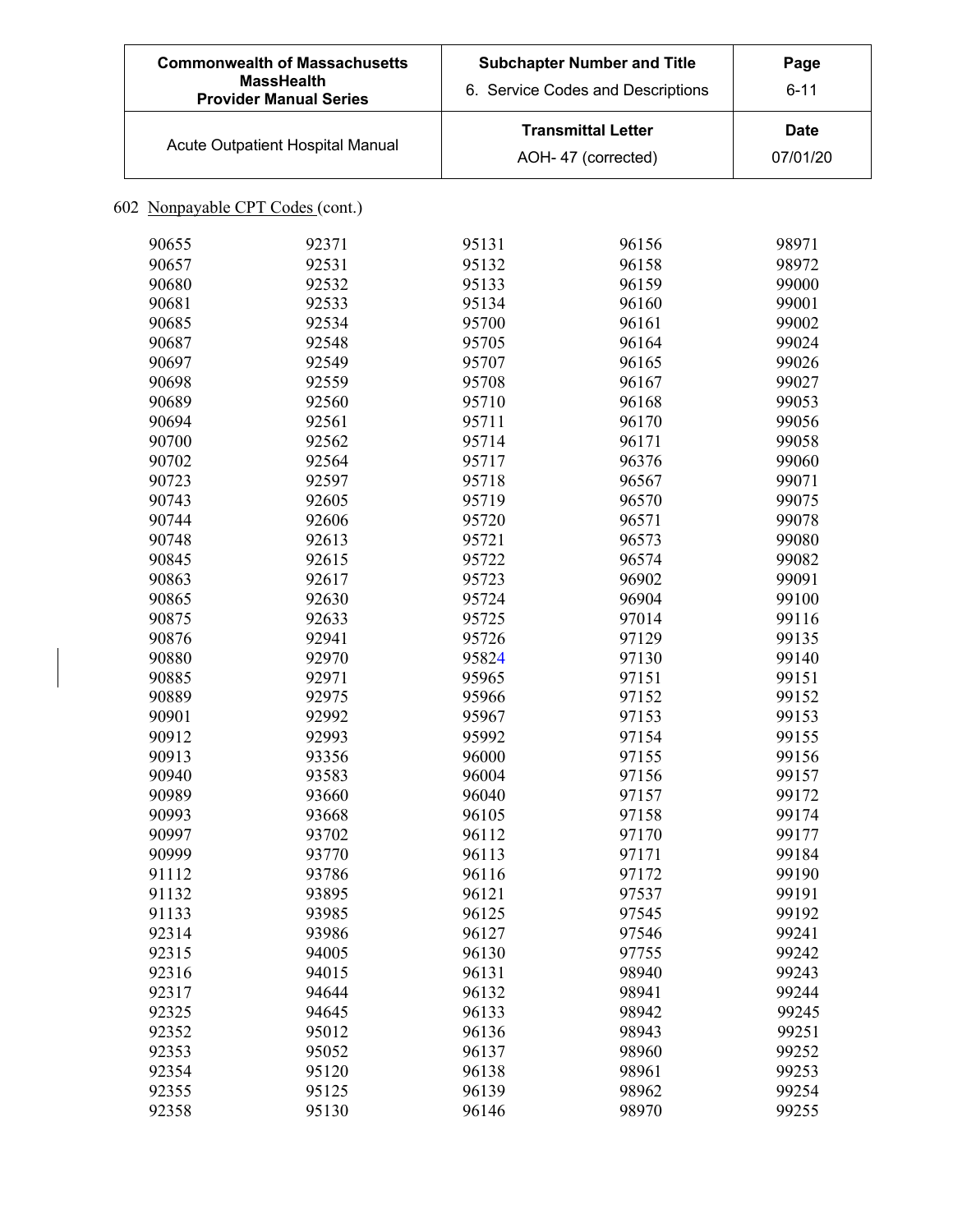| Commonwealth of Massachusetts MassHealth Provider Manual Series | Subchapter Number and Title 6. Service Codes and Descriptions | Page 6-11 |
|---|---|---|
| Acute Outpatient Hospital Manual | Transmittal Letter AOH- 47 (corrected) | Date 07/01/20 |

602 Nonpayable CPT Codes (cont.)

| | | | | |
|---|---|---|---|---|
| 90655 | 92371 | 95131 | 96156 | 98971 |
| 90657 | 92531 | 95132 | 96158 | 98972 |
| 90680 | 92532 | 95133 | 96159 | 99000 |
| 90681 | 92533 | 95134 | 96160 | 99001 |
| 90685 | 92534 | 95700 | 96161 | 99002 |
| 90687 | 92548 | 95705 | 96164 | 99024 |
| 90697 | 92549 | 95707 | 96165 | 99026 |
| 90698 | 92559 | 95708 | 96167 | 99027 |
| 90689 | 92560 | 95710 | 96168 | 99053 |
| 90694 | 92561 | 95711 | 96170 | 99056 |
| 90700 | 92562 | 95714 | 96171 | 99058 |
| 90702 | 92564 | 95717 | 96376 | 99060 |
| 90723 | 92597 | 95718 | 96567 | 99071 |
| 90743 | 92605 | 95719 | 96570 | 99075 |
| 90744 | 92606 | 95720 | 96571 | 99078 |
| 90748 | 92613 | 95721 | 96573 | 99080 |
| 90845 | 92615 | 95722 | 96574 | 99082 |
| 90863 | 92617 | 95723 | 96902 | 99091 |
| 90865 | 92630 | 95724 | 96904 | 99100 |
| 90875 | 92633 | 95725 | 97014 | 99116 |
| 90876 | 92941 | 95726 | 97129 | 99135 |
| 90880 | 92970 | 95824 | 97130 | 99140 |
| 90885 | 92971 | 95965 | 97151 | 99151 |
| 90889 | 92975 | 95966 | 97152 | 99152 |
| 90901 | 92992 | 95967 | 97153 | 99153 |
| 90912 | 92993 | 95992 | 97154 | 99155 |
| 90913 | 93356 | 96000 | 97155 | 99156 |
| 90940 | 93583 | 96004 | 97156 | 99157 |
| 90989 | 93660 | 96040 | 97157 | 99172 |
| 90993 | 93668 | 96105 | 97158 | 99174 |
| 90997 | 93702 | 96112 | 97170 | 99177 |
| 90999 | 93770 | 96113 | 97171 | 99184 |
| 91112 | 93786 | 96116 | 97172 | 99190 |
| 91132 | 93895 | 96121 | 97537 | 99191 |
| 91133 | 93985 | 96125 | 97545 | 99192 |
| 92314 | 93986 | 96127 | 97546 | 99241 |
| 92315 | 94005 | 96130 | 97755 | 99242 |
| 92316 | 94015 | 96131 | 98940 | 99243 |
| 92317 | 94644 | 96132 | 98941 | 99244 |
| 92325 | 94645 | 96133 | 98942 | 99245 |
| 92352 | 95012 | 96136 | 98943 | 99251 |
| 92353 | 95052 | 96137 | 98960 | 99252 |
| 92354 | 95120 | 96138 | 98961 | 99253 |
| 92355 | 95125 | 96139 | 98962 | 99254 |
| 92358 | 95130 | 96146 | 98970 | 99255 |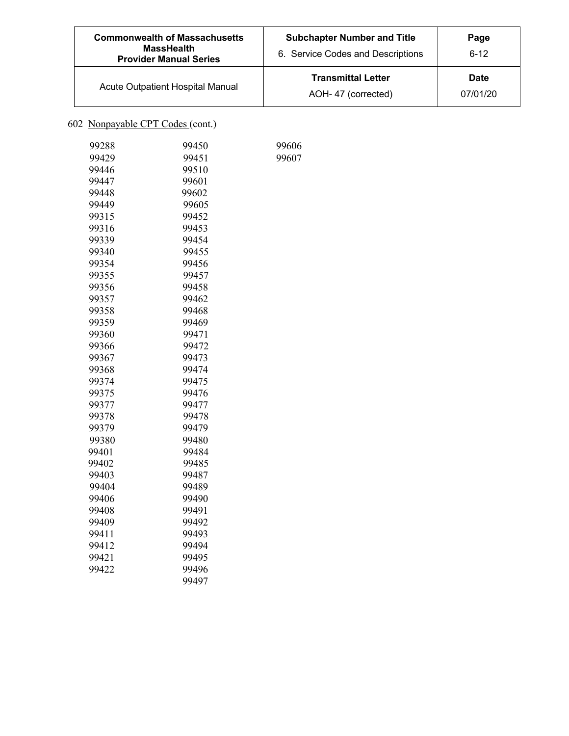602 Nonpayable CPT Codes (cont.)

| | | |
|---|---|---|
| 99288 | 99450 | 99606 |
| 99429 | 99451 | 99607 |
| 99446 | 99510 | |
| 99447 | 99601 | |
| 99448 | 99602 | |
| 99449 | 99605 | |
| 99315 | 99452 | |
| 99316 | 99453 | |
| 99339 | 99454 | |
| 99340 | 99455 | |
| 99354 | 99456 | |
| 99355 | 99457 | |
| 99356 | 99458 | |
| 99357 | 99462 | |
| 99358 | 99468 | |
| 99359 | 99469 | |
| 99360 | 99471 | |
| 99366 | 99472 | |
| 99367 | 99473 | |
| 99368 | 99474 | |
| 99374 | 99475 | |
| 99375 | 99476 | |
| 99377 | 99477 | |
| 99378 | 99478 | |
| 99379 | 99479 | |
| 99380 | 99480 | |
| 99401 | 99484 | |
| 99402 | 99485 | |
| 99403 | 99487 | |
| 99404 | 99489 | |
| 99406 | 99490 | |
| 99408 | 99491 | |
| 99409 | 99492 | |
| 99411 | 99493 | |
| 99412 | 99494 | |
| 99421 | 99495 | |
| 99422 | 99496 | |
| | 99497 | |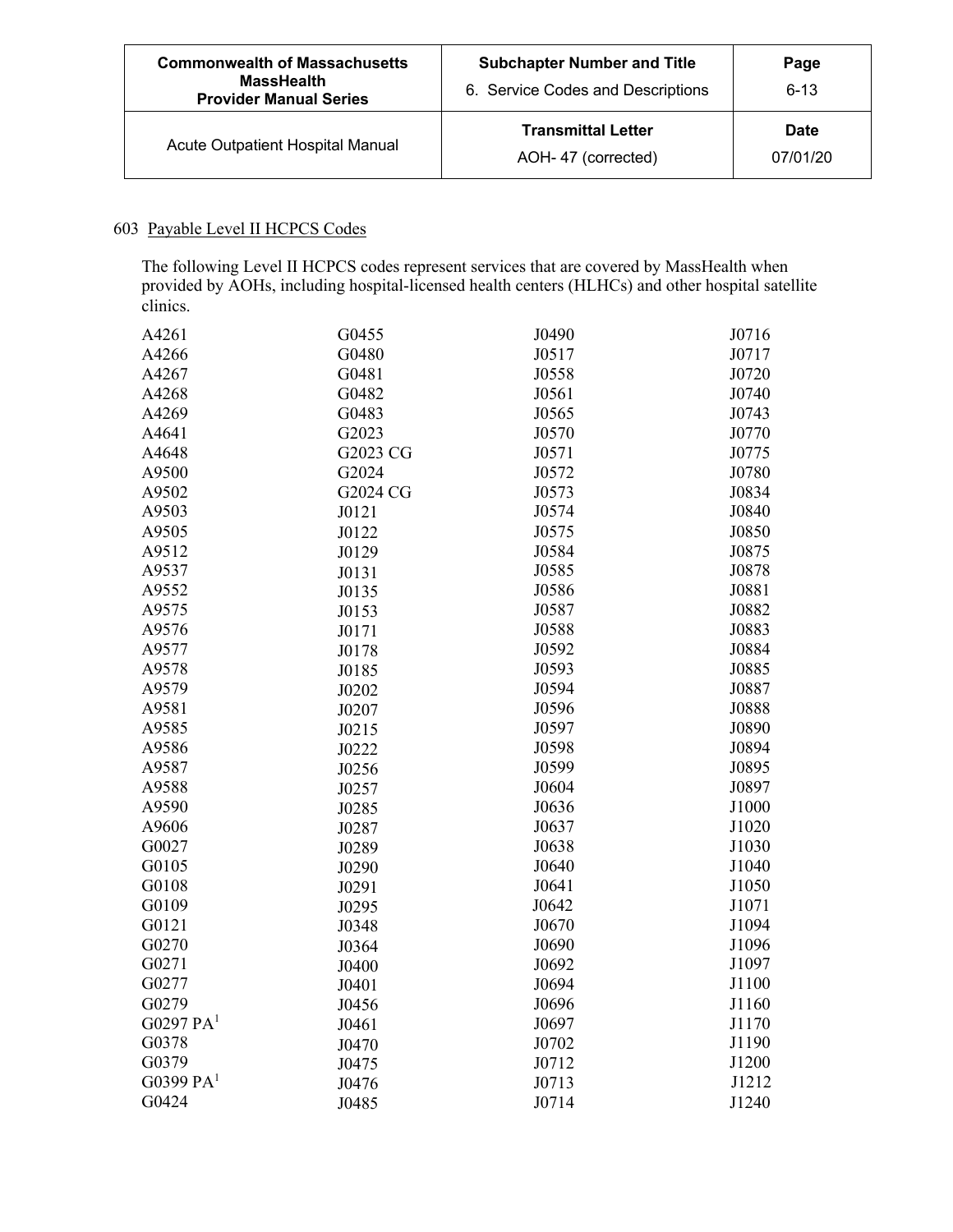## 603 Payable Level II HCPCS Codes

The following Level II HCPCS codes represent services that are covered by MassHealth when provided by AOHs, including hospital-licensed health centers (HLHCs) and other hospital satellite clinics.

| | | | |
|---|---|---|---|
| A4261 | G0455 | J0490 | J0716 |
| A4266 | G0480 | J0517 | J0717 |
| A4267 | G0481 | J0558 | J0720 |
| A4268 | G0482 | J0561 | J0740 |
| A4269 | G0483 | J0565 | J0743 |
| A4641 | G2023 | J0570 | J0770 |
| A4648 | G2023 CG | J0571 | J0775 |
| A9500 | G2024 | J0572 | J0780 |
| A9502 | G2024 CG | J0573 | J0834 |
| A9503 | J0121 | J0574 | J0840 |
| A9505 | J0122 | J0575 | J0850 |
| A9512 | J0129 | J0584 | J0875 |
| A9537 | J0131 | J0585 | J0878 |
| A9552 | J0135 | J0586 | J0881 |
| A9575 | J0153 | J0587 | J0882 |
| A9576 | J0171 | J0588 | J0883 |
| A9577 | J0178 | J0592 | J0884 |
| A9578 | J0185 | J0593 | J0885 |
| A9579 | J0202 | J0594 | J0887 |
| A9581 | J0207 | J0596 | J0888 |
| A9585 | J0215 | J0597 | J0890 |
| A9586 | J0222 | J0598 | J0894 |
| A9587 | J0256 | J0599 | J0895 |
| A9588 | J0257 | J0604 | J0897 |
| A9590 | J0285 | J0636 | J1000 |
| A9606 | J0287 | J0637 | J1020 |
| G0027 | J0289 | J0638 | J1030 |
| G0105 | J0290 | J0640 | J1040 |
| G0108 | J0291 | J0641 | J1050 |
| G0109 | J0295 | J0642 | J1071 |
| G0121 | J0348 | J0670 | J1094 |
| G0270 | J0364 | J0690 | J1096 |
| G0271 | J0400 | J0692 | J1097 |
| G0277 | J0401 | J0694 | J1100 |
| G0279 | J0456 | J0696 | J1160 |
| G0297 PA[1] | J0461 | J0697 | J1170 |
| G0378 | J0470 | J0702 | J1190 |
| G0379 | J0475 | J0712 | J1200 |
| G0399 PA[1] | J0476 | J0713 | J1212 |
| G0424 | J0485 | J0714 | J1240 |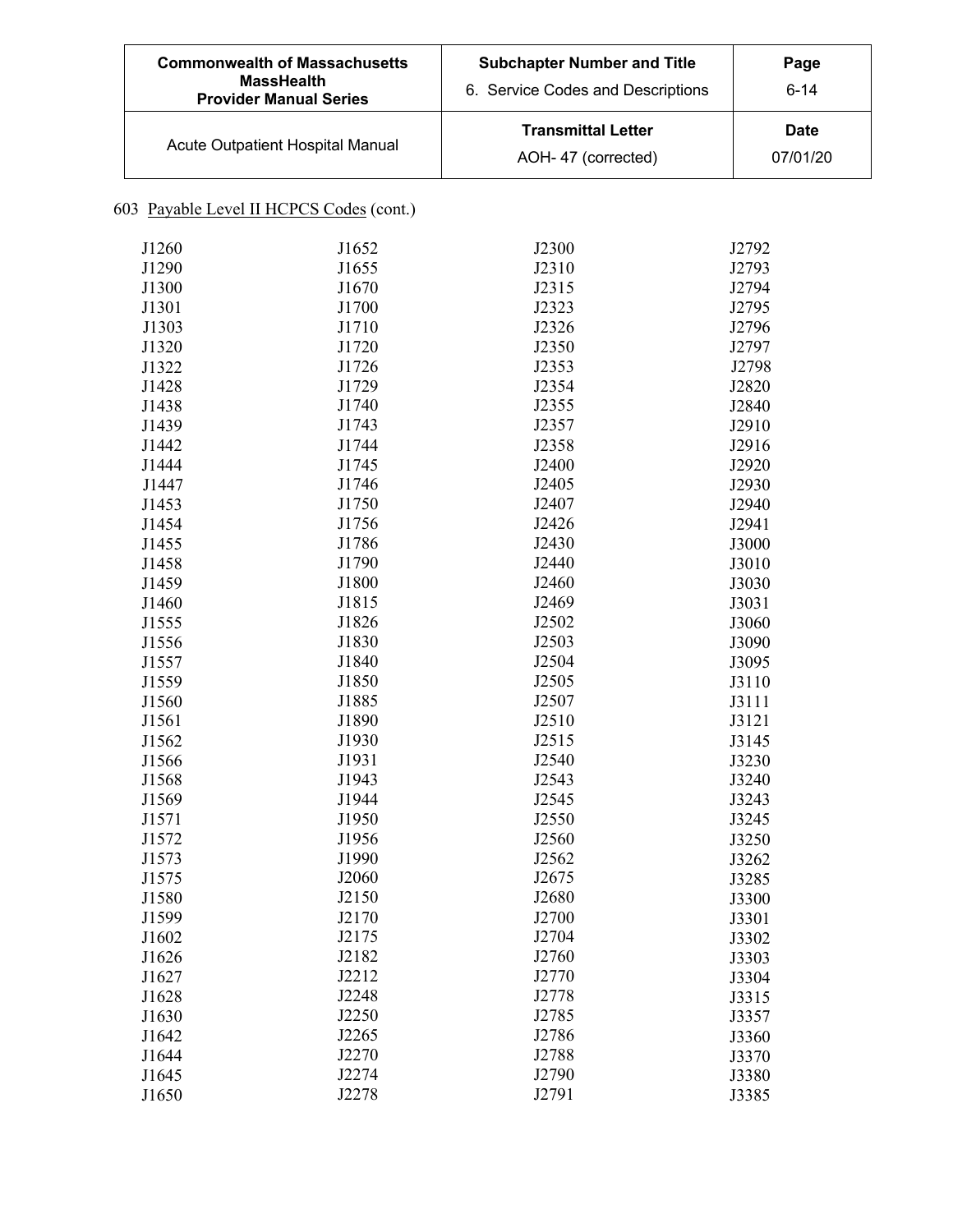603 Payable Level II HCPCS Codes (cont.)

| | | | |
|---|---|---|---|
| J1260 | J1652 | J2300 | J2792 |
| J1290 | J1655 | J2310 | J2793 |
| J1300 | J1670 | J2315 | J2794 |
| J1301 | J1700 | J2323 | J2795 |
| J1303 | J1710 | J2326 | J2796 |
| J1320 | J1720 | J2350 | J2797 |
| J1322 | J1726 | J2353 | J2798 |
| J1428 | J1729 | J2354 | J2820 |
| J1438 | J1740 | J2355 | J2840 |
| J1439 | J1743 | J2357 | J2910 |
| J1442 | J1744 | J2358 | J2916 |
| J1444 | J1745 | J2400 | J2920 |
| J1447 | J1746 | J2405 | J2930 |
| J1453 | J1750 | J2407 | J2940 |
| J1454 | J1756 | J2426 | J2941 |
| J1455 | J1786 | J2430 | J3000 |
| J1458 | J1790 | J2440 | J3010 |
| J1459 | J1800 | J2460 | J3030 |
| J1460 | J1815 | J2469 | J3031 |
| J1555 | J1826 | J2502 | J3060 |
| J1556 | J1830 | J2503 | J3090 |
| J1557 | J1840 | J2504 | J3095 |
| J1559 | J1850 | J2505 | J3110 |
| J1560 | J1885 | J2507 | J3111 |
| J1561 | J1890 | J2510 | J3121 |
| J1562 | J1930 | J2515 | J3145 |
| J1566 | J1931 | J2540 | J3230 |
| J1568 | J1943 | J2543 | J3240 |
| J1569 | J1944 | J2545 | J3243 |
| J1571 | J1950 | J2550 | J3245 |
| J1572 | J1956 | J2560 | J3250 |
| J1573 | J1990 | J2562 | J3262 |
| J1575 | J2060 | J2675 | J3285 |
| J1580 | J2150 | J2680 | J3300 |
| J1599 | J2170 | J2700 | J3301 |
| J1602 | J2175 | J2704 | J3302 |
| J1626 | J2182 | J2760 | J3303 |
| J1627 | J2212 | J2770 | J3304 |
| J1628 | J2248 | J2778 | J3315 |
| J1630 | J2250 | J2785 | J3357 |
| J1642 | J2265 | J2786 | J3360 |
| J1644 | J2270 | J2788 | J3370 |
| J1645 | J2274 | J2790 | J3380 |
| J1650 | J2278 | J2791 | J3385 |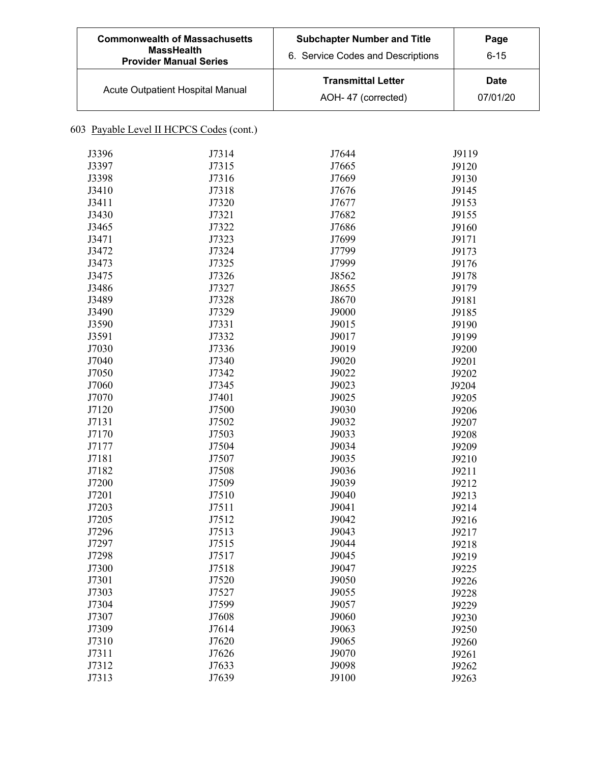603 Payable Level II HCPCS Codes (cont.)

| | | | |
|---|---|---|---|
| J3396 | J7314 | J7644 | J9119 |
| J3397 | J7315 | J7665 | J9120 |
| J3398 | J7316 | J7669 | J9130 |
| J3410 | J7318 | J7676 | J9145 |
| J3411 | J7320 | J7677 | J9153 |
| J3430 | J7321 | J7682 | J9155 |
| J3465 | J7322 | J7686 | J9160 |
| J3471 | J7323 | J7699 | J9171 |
| J3472 | J7324 | J7799 | J9173 |
| J3473 | J7325 | J7999 | J9176 |
| J3475 | J7326 | J8562 | J9178 |
| J3486 | J7327 | J8655 | J9179 |
| J3489 | J7328 | J8670 | J9181 |
| J3490 | J7329 | J9000 | J9185 |
| J3590 | J7331 | J9015 | J9190 |
| J3591 | J7332 | J9017 | J9199 |
| J7030 | J7336 | J9019 | J9200 |
| J7040 | J7340 | J9020 | J9201 |
| J7050 | J7342 | J9022 | J9202 |
| J7060 | J7345 | J9023 | J9204 |
| J7070 | J7401 | J9025 | J9205 |
| J7120 | J7500 | J9030 | J9206 |
| J7131 | J7502 | J9032 | J9207 |
| J7170 | J7503 | J9033 | J9208 |
| J7177 | J7504 | J9034 | J9209 |
| J7181 | J7507 | J9035 | J9210 |
| J7182 | J7508 | J9036 | J9211 |
| J7200 | J7509 | J9039 | J9212 |
| J7201 | J7510 | J9040 | J9213 |
| J7203 | J7511 | J9041 | J9214 |
| J7205 | J7512 | J9042 | J9216 |
| J7296 | J7513 | J9043 | J9217 |
| J7297 | J7515 | J9044 | J9218 |
| J7298 | J7517 | J9045 | J9219 |
| J7300 | J7518 | J9047 | J9225 |
| J7301 | J7520 | J9050 | J9226 |
| J7303 | J7527 | J9055 | J9228 |
| J7304 | J7599 | J9057 | J9229 |
| J7307 | J7608 | J9060 | J9230 |
| J7309 | J7614 | J9063 | J9250 |
| J7310 | J7620 | J9065 | J9260 |
| J7311 | J7626 | J9070 | J9261 |
| J7312 | J7633 | J9098 | J9262 |
| J7313 | J7639 | J9100 | J9263 |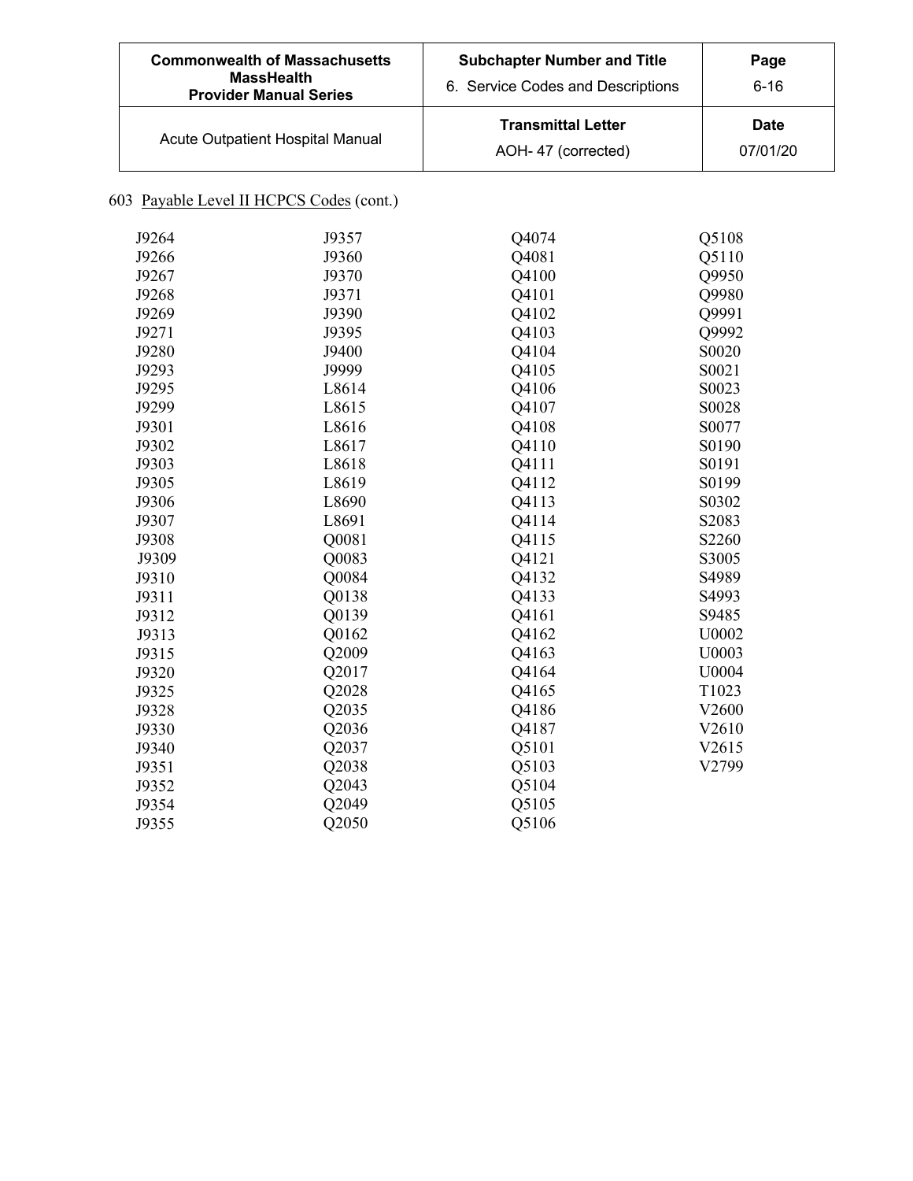603 Payable Level II HCPCS Codes (cont.)

| | | | |
|---|---|---|---|
| J9264 | J9357 | Q4074 | Q5108 |
| J9266 | J9360 | Q4081 | Q5110 |
| J9267 | J9370 | Q4100 | Q9950 |
| J9268 | J9371 | Q4101 | Q9980 |
| J9269 | J9390 | Q4102 | Q9991 |
| J9271 | J9395 | Q4103 | Q9992 |
| J9280 | J9400 | Q4104 | S0020 |
| J9293 | J9999 | Q4105 | S0021 |
| J9295 | L8614 | Q4106 | S0023 |
| J9299 | L8615 | Q4107 | S0028 |
| J9301 | L8616 | Q4108 | S0077 |
| J9302 | L8617 | Q4110 | S0190 |
| J9303 | L8618 | Q4111 | S0191 |
| J9305 | L8619 | Q4112 | S0199 |
| J9306 | L8690 | Q4113 | S0302 |
| J9307 | L8691 | Q4114 | S2083 |
| J9308 | Q0081 | Q4115 | S2260 |
| J9309 | Q0083 | Q4121 | S3005 |
| J9310 | Q0084 | Q4132 | S4989 |
| J9311 | Q0138 | Q4133 | S4993 |
| J9312 | Q0139 | Q4161 | S9485 |
| J9313 | Q0162 | Q4162 | U0002 |
| J9315 | Q2009 | Q4163 | U0003 |
| J9320 | Q2017 | Q4164 | U0004 |
| J9325 | Q2028 | Q4165 | T1023 |
| J9328 | Q2035 | Q4186 | V2600 |
| J9330 | Q2036 | Q4187 | V2610 |
| J9340 | Q2037 | Q5101 | V2615 |
| J9351 | Q2038 | Q5103 | V2799 |
| J9352 | Q2043 | Q5104 | |
| J9354 | Q2049 | Q5105 | |
| J9355 | Q2050 | Q5106 | |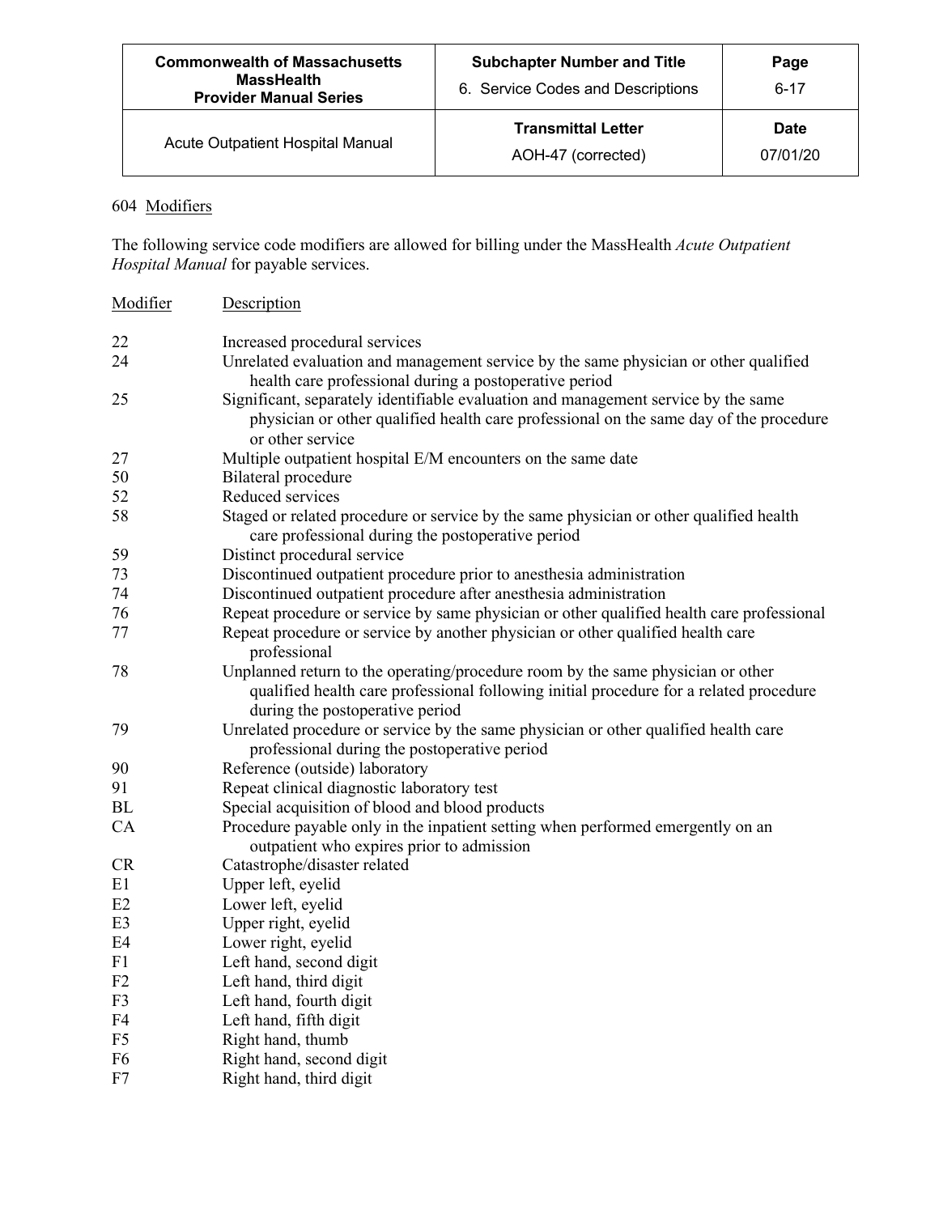## 604 Modifiers

The following service code modifiers are allowed for billing under the MassHealth *Acute Outpatient Hospital Manual* for payable services.

| Modifier | Description |
|---|---|
| 22 | Increased procedural services |
| 24 | Unrelated evaluation and management service by the same physician or other qualified health care professional during a postoperative period |
| 25 | Significant, separately identifiable evaluation and management service by the same physician or other qualified health care professional on the same day of the procedure or other service |
| 27 | Multiple outpatient hospital E/M encounters on the same date |
| 50 | Bilateral procedure |
| 52 | Reduced services |
| 58 | Staged or related procedure or service by the same physician or other qualified health care professional during the postoperative period |
| 59 | Distinct procedural service |
| 73 | Discontinued outpatient procedure prior to anesthesia administration |
| 74 | Discontinued outpatient procedure after anesthesia administration |
| 76 | Repeat procedure or service by same physician or other qualified health care professional |
| 77 | Repeat procedure or service by another physician or other qualified health care professional |
| 78 | Unplanned return to the operating/procedure room by the same physician or other qualified health care professional following initial procedure for a related procedure during the postoperative period |
| 79 | Unrelated procedure or service by the same physician or other qualified health care professional during the postoperative period |
| 90 | Reference (outside) laboratory |
| 91 | Repeat clinical diagnostic laboratory test |
| BL | Special acquisition of blood and blood products |
| CA | Procedure payable only in the inpatient setting when performed emergently on an outpatient who expires prior to admission |
| CR | Catastrophe/disaster related |
| E1 | Upper left, eyelid |
| E2 | Lower left, eyelid |
| E3 | Upper right, eyelid |
| E4 | Lower right, eyelid |
| F1 | Left hand, second digit |
| F2 | Left hand, third digit |
| F3 | Left hand, fourth digit |
| F4 | Left hand, fifth digit |
| F5 | Right hand, thumb |
| F6 | Right hand, second digit |
| F7 | Right hand, third digit |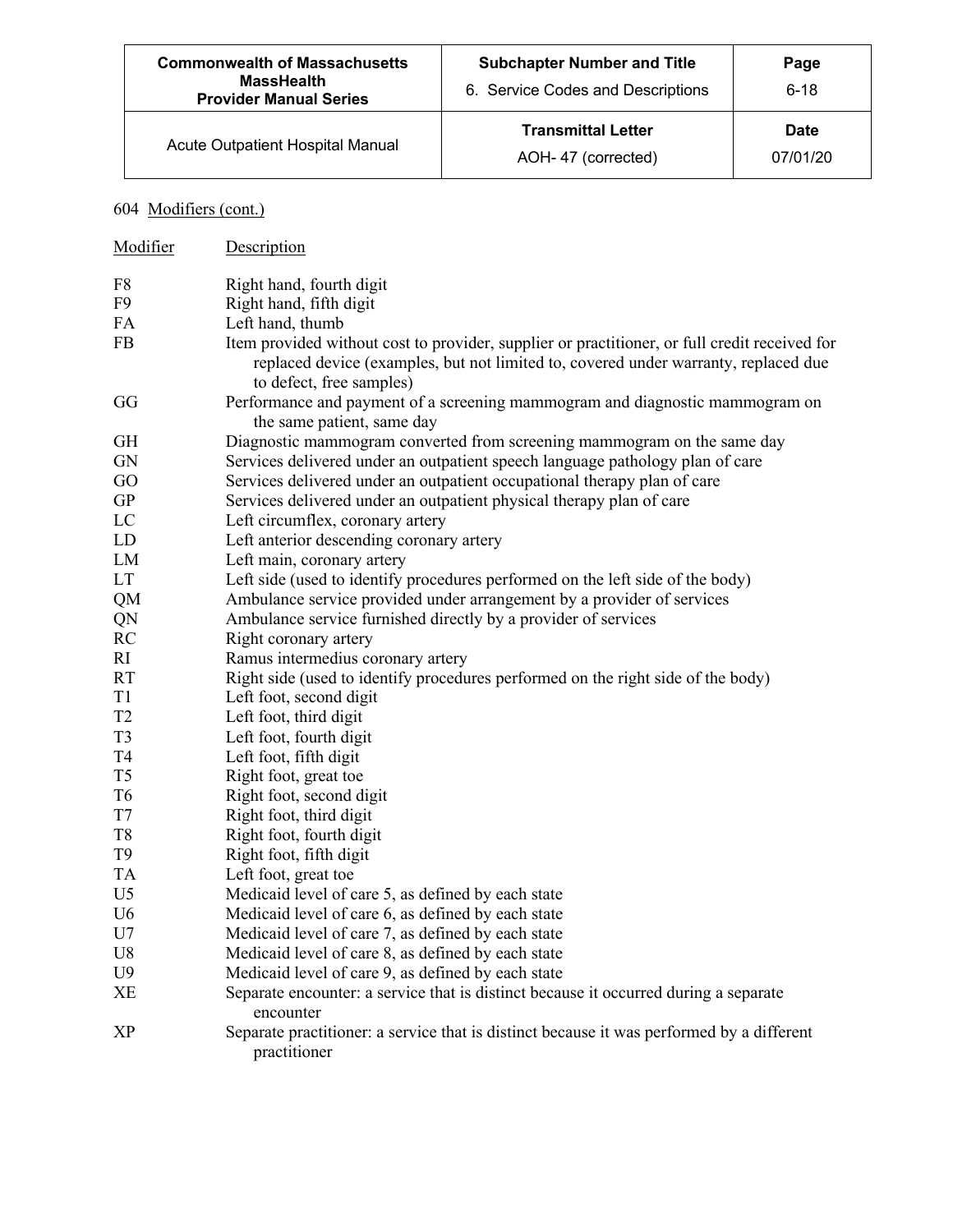604 Modifiers (cont.)

| Modifier | Description |
|---|---|
| F8 | Right hand, fourth digit |
| F9 | Right hand, fifth digit |
| FA | Left hand, thumb |
| FB | Item provided without cost to provider, supplier or practitioner, or full credit received for replaced device (examples, but not limited to, covered under warranty, replaced due to defect, free samples) |
| GG | Performance and payment of a screening mammogram and diagnostic mammogram on the same patient, same day |
| GH | Diagnostic mammogram converted from screening mammogram on the same day |
| GN | Services delivered under an outpatient speech language pathology plan of care |
| GO | Services delivered under an outpatient occupational therapy plan of care |
| GP | Services delivered under an outpatient physical therapy plan of care |
| LC | Left circumflex, coronary artery |
| LD | Left anterior descending coronary artery |
| LM | Left main, coronary artery |
| LT | Left side (used to identify procedures performed on the left side of the body) |
| QM | Ambulance service provided under arrangement by a provider of services |
| QN | Ambulance service furnished directly by a provider of services |
| RC | Right coronary artery |
| RI | Ramus intermedius coronary artery |
| RT | Right side (used to identify procedures performed on the right side of the body) |
| T1 | Left foot, second digit |
| T2 | Left foot, third digit |
| T3 | Left foot, fourth digit |
| T4 | Left foot, fifth digit |
| T5 | Right foot, great toe |
| T6 | Right foot, second digit |
| T7 | Right foot, third digit |
| T8 | Right foot, fourth digit |
| T9 | Right foot, fifth digit |
| TA | Left foot, great toe |
| U5 | Medicaid level of care 5, as defined by each state |
| U6 | Medicaid level of care 6, as defined by each state |
| U7 | Medicaid level of care 7, as defined by each state |
| U8 | Medicaid level of care 8, as defined by each state |
| U9 | Medicaid level of care 9, as defined by each state |
| XE | Separate encounter: a service that is distinct because it occurred during a separate encounter |
| XP | Separate practitioner: a service that is distinct because it was performed by a different practitioner |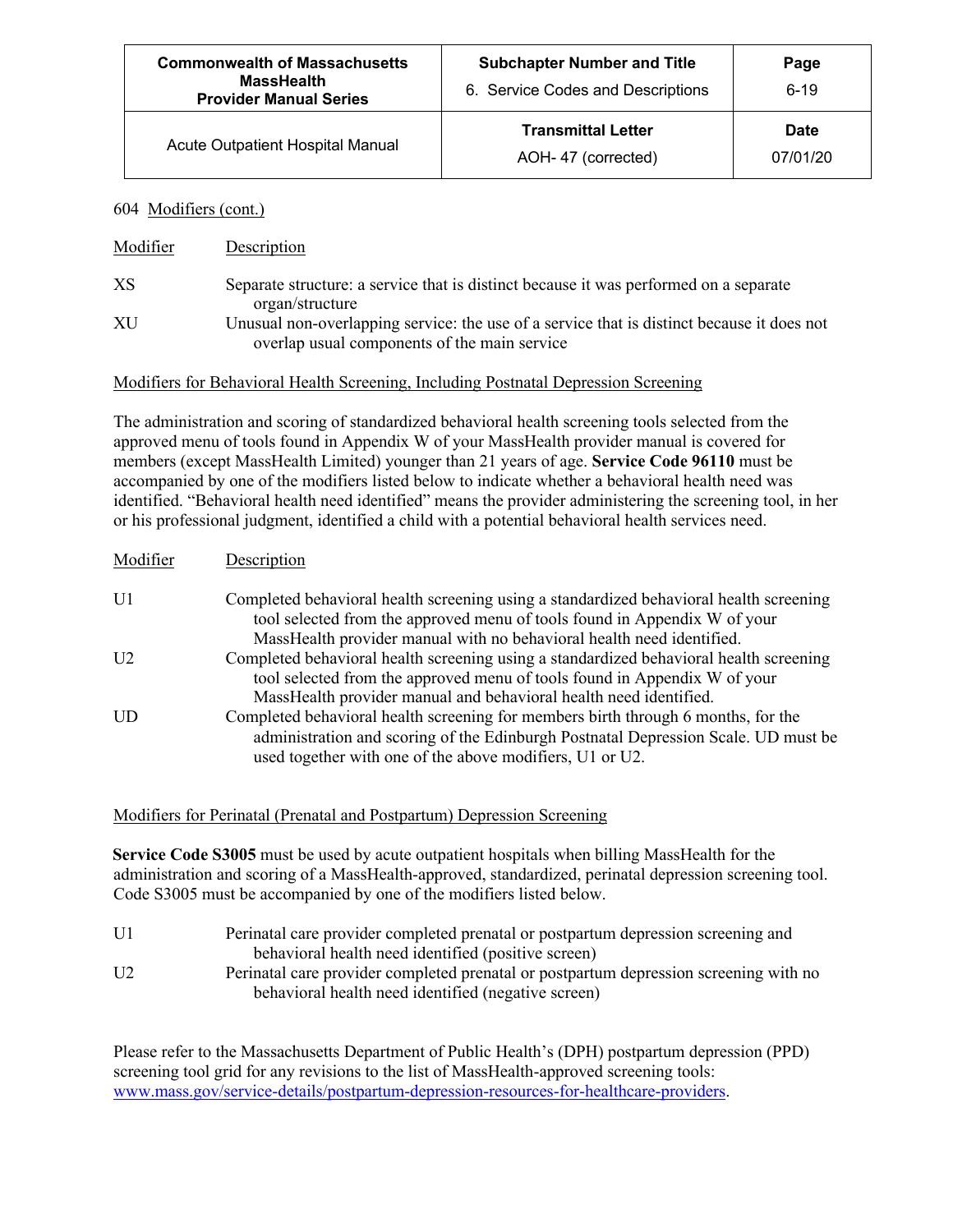604 Modifiers (cont.)

| Modifier | Description |
|---|---|
| XS | Separate structure: a service that is distinct because it was performed on a separate organ/structure |
| XU | Unusual non-overlapping service: the use of a service that is distinct because it does not overlap usual components of the main service |

Modifiers for Behavioral Health Screening, Including Postnatal Depression Screening

The administration and scoring of standardized behavioral health screening tools selected from the approved menu of tools found in Appendix W of your MassHealth provider manual is covered for members (except MassHealth Limited) younger than 21 years of age. **Service Code 96110** must be accompanied by one of the modifiers listed below to indicate whether a behavioral health need was identified. "Behavioral health need identified" means the provider administering the screening tool, in her or his professional judgment, identified a child with a potential behavioral health services need.

| Modifier | Description |
|---|---|
| U1 | Completed behavioral health screening using a standardized behavioral health screening tool selected from the approved menu of tools found in Appendix W of your MassHealth provider manual with no behavioral health need identified. |
| U2 | Completed behavioral health screening using a standardized behavioral health screening tool selected from the approved menu of tools found in Appendix W of your MassHealth provider manual and behavioral health need identified. |
| UD | Completed behavioral health screening for members birth through 6 months, for the administration and scoring of the Edinburgh Postnatal Depression Scale. UD must be used together with one of the above modifiers, U1 or U2. |

Modifiers for Perinatal (Prenatal and Postpartum) Depression Screening

**Service Code S3005** must be used by acute outpatient hospitals when billing MassHealth for the administration and scoring of a MassHealth-approved, standardized, perinatal depression screening tool. Code S3005 must be accompanied by one of the modifiers listed below.

| Modifier | Description |
|---|---|
| U1 | Perinatal care provider completed prenatal or postpartum depression screening and behavioral health need identified (positive screen) |
| U2 | Perinatal care provider completed prenatal or postpartum depression screening with no behavioral health need identified (negative screen) |

Please refer to the Massachusetts Department of Public Health's (DPH) postpartum depression (PPD) screening tool grid for any revisions to the list of MassHealth-approved screening tools: www.mass.gov/service-details/postpartum-depression-resources-for-healthcare-providers.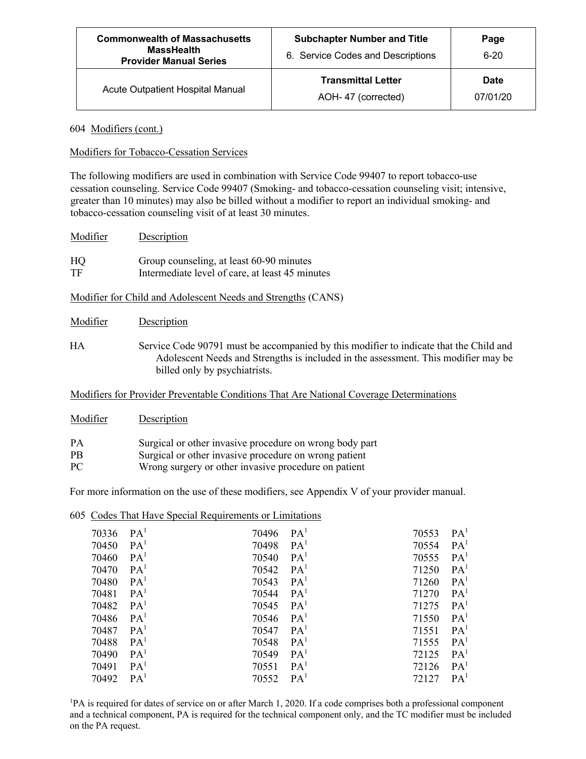604 Modifiers (cont.)

Modifiers for Tobacco-Cessation Services

The following modifiers are used in combination with Service Code 99407 to report tobacco-use cessation counseling. Service Code 99407 (Smoking- and tobacco-cessation counseling visit; intensive, greater than 10 minutes) may also be billed without a modifier to report an individual smoking- and tobacco-cessation counseling visit of at least 30 minutes.

| Modifier | Description |
|---|---|
| HQ | Group counseling, at least 60-90 minutes |
| TF | Intermediate level of care, at least 45 minutes |

Modifier for Child and Adolescent Needs and Strengths (CANS)

| Modifier | Description |
|---|---|
| HA | Service Code 90791 must be accompanied by this modifier to indicate that the Child and Adolescent Needs and Strengths is included in the assessment. This modifier may be billed only by psychiatrists. |

Modifiers for Provider Preventable Conditions That Are National Coverage Determinations

| Modifier | Description |
|---|---|
| PA | Surgical or other invasive procedure on wrong body part |
| PB | Surgical or other invasive procedure on wrong patient |
| PC | Wrong surgery or other invasive procedure on patient |

For more information on the use of these modifiers, see Appendix V of your provider manual.

605 Codes That Have Special Requirements or Limitations

| | | | | | |
|---|---|---|---|---|---|
| 70336 | PA[1] | 70496 | PA[1] | 70553 | PA[1] |
| 70450 | PA[1] | 70498 | PA[1] | 70554 | PA[1] |
| 70460 | PA[1] | 70540 | PA[1] | 70555 | PA[1] |
| 70470 | PA[1] | 70542 | PA[1] | 71250 | PA[1] |
| 70480 | PA[1] | 70543 | PA[1] | 71260 | PA[1] |
| 70481 | PA[1] | 70544 | PA[1] | 71270 | PA[1] |
| 70482 | PA[1] | 70545 | PA[1] | 71275 | PA[1] |
| 70486 | PA[1] | 70546 | PA[1] | 71550 | PA[1] |
| 70487 | PA[1] | 70547 | PA[1] | 71551 | PA[1] |
| 70488 | PA[1] | 70548 | PA[1] | 71555 | PA[1] |
| 70490 | PA[1] | 70549 | PA[1] | 72125 | PA[1] |
| 70491 | PA[1] | 70551 | PA[1] | 72126 | PA[1] |
| 70492 | PA[1] | 70552 | PA[1] | 72127 | PA[1] |

[1]PA is required for dates of service on or after March 1, 2020. If a code comprises both a professional component and a technical component, PA is required for the technical component only, and the TC modifier must be included on the PA request.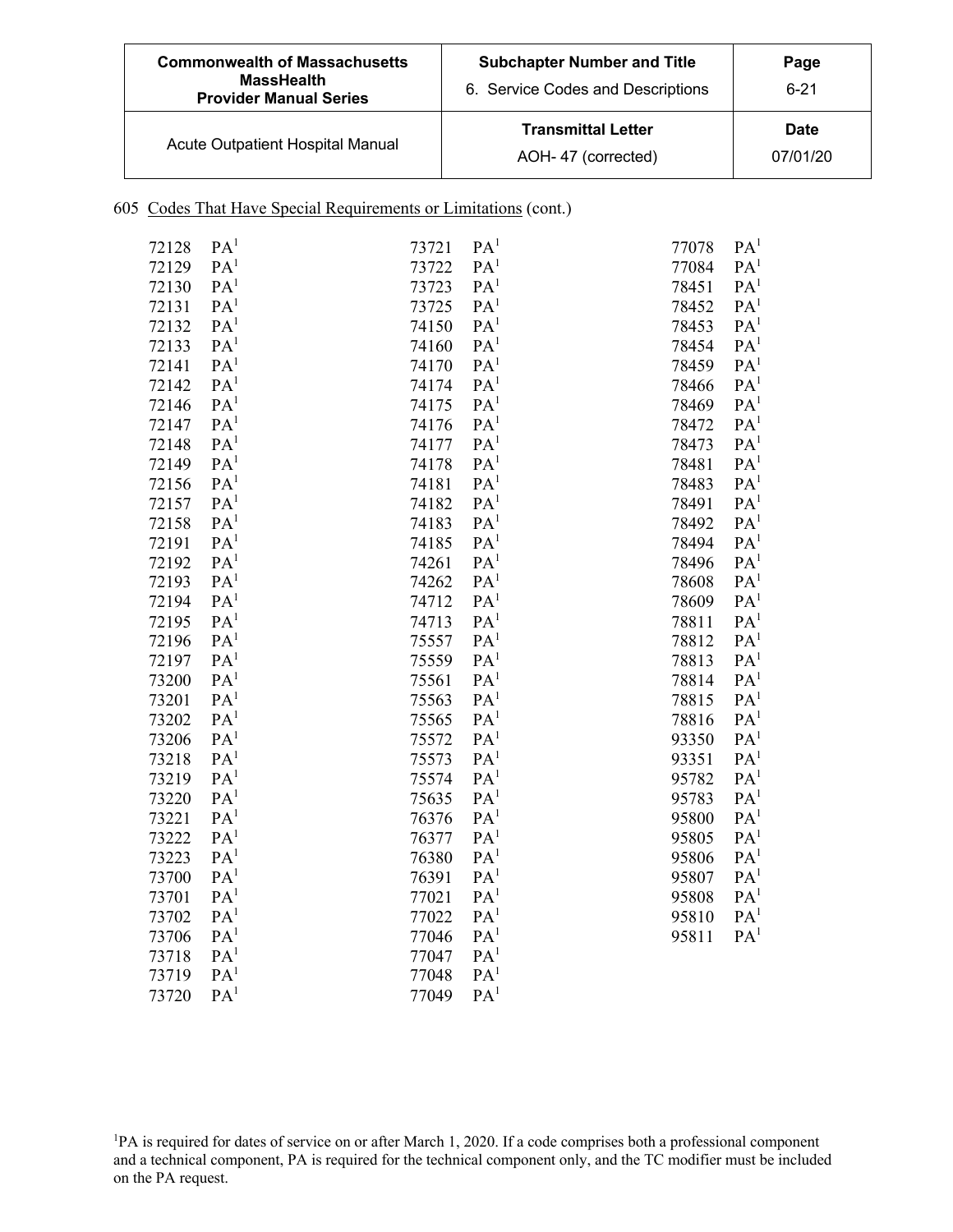| Commonwealth of Massachusetts MassHealth Provider Manual Series | Subchapter Number and Title 6. Service Codes and Descriptions | Page 6-21 |
|---|---|---|
| Acute Outpatient Hospital Manual | Transmittal Letter AOH- 47 (corrected) | Date 07/01/20 |

605 Codes That Have Special Requirements or Limitations (cont.)

72128 PA[1]
72129 PA[1]
72130 PA[1]
72131 PA[1]
72132 PA[1]
72133 PA[1]
72141 PA[1]
72142 PA[1]
72146 PA[1]
72147 PA[1]
72148 PA[1]
72149 PA[1]
72156 PA[1]
72157 PA[1]
72158 PA[1]
72191 PA[1]
72192 PA[1]
72193 PA[1]
72194 PA[1]
72195 PA[1]
72196 PA[1]
72197 PA[1]
73200 PA[1]
73201 PA[1]
73202 PA[1]
73206 PA[1]
73218 PA[1]
73219 PA[1]
73220 PA[1]
73221 PA[1]
73222 PA[1]
73223 PA[1]
73700 PA[1]
73701 PA[1]
73702 PA[1]
73706 PA[1]
73718 PA[1]
73719 PA[1]
73720 PA[1]
73721 PA[1]
73722 PA[1]
73723 PA[1]
73725 PA[1]
74150 PA[1]
74160 PA[1]
74170 PA[1]
74174 PA[1]
74175 PA[1]
74176 PA[1]
74177 PA[1]
74178 PA[1]
74181 PA[1]
74182 PA[1]
74183 PA[1]
74185 PA[1]
74261 PA[1]
74262 PA[1]
74712 PA[1]
74713 PA[1]
75557 PA[1]
75559 PA[1]
75561 PA[1]
75563 PA[1]
75565 PA[1]
75572 PA[1]
75573 PA[1]
75574 PA[1]
75635 PA[1]
76376 PA[1]
76377 PA[1]
76380 PA[1]
76391 PA[1]
77021 PA[1]
77022 PA[1]
77046 PA[1]
77047 PA[1]
77048 PA[1]
77049 PA[1]
77078 PA[1]
77084 PA[1]
78451 PA[1]
78452 PA[1]
78453 PA[1]
78454 PA[1]
78459 PA[1]
78466 PA[1]
78469 PA[1]
78472 PA[1]
78473 PA[1]
78481 PA[1]
78483 PA[1]
78491 PA[1]
78492 PA[1]
78494 PA[1]
78496 PA[1]
78608 PA[1]
78609 PA[1]
78811 PA[1]
78812 PA[1]
78813 PA[1]
78814 PA[1]
78815 PA[1]
78816 PA[1]
93350 PA[1]
93351 PA[1]
95782 PA[1]
95783 PA[1]
95800 PA[1]
95805 PA[1]
95806 PA[1]
95807 PA[1]
95808 PA[1]
95810 PA[1]
95811 PA[1]

[1]PA is required for dates of service on or after March 1, 2020. If a code comprises both a professional component and a technical component, PA is required for the technical component only, and the TC modifier must be included on the PA request.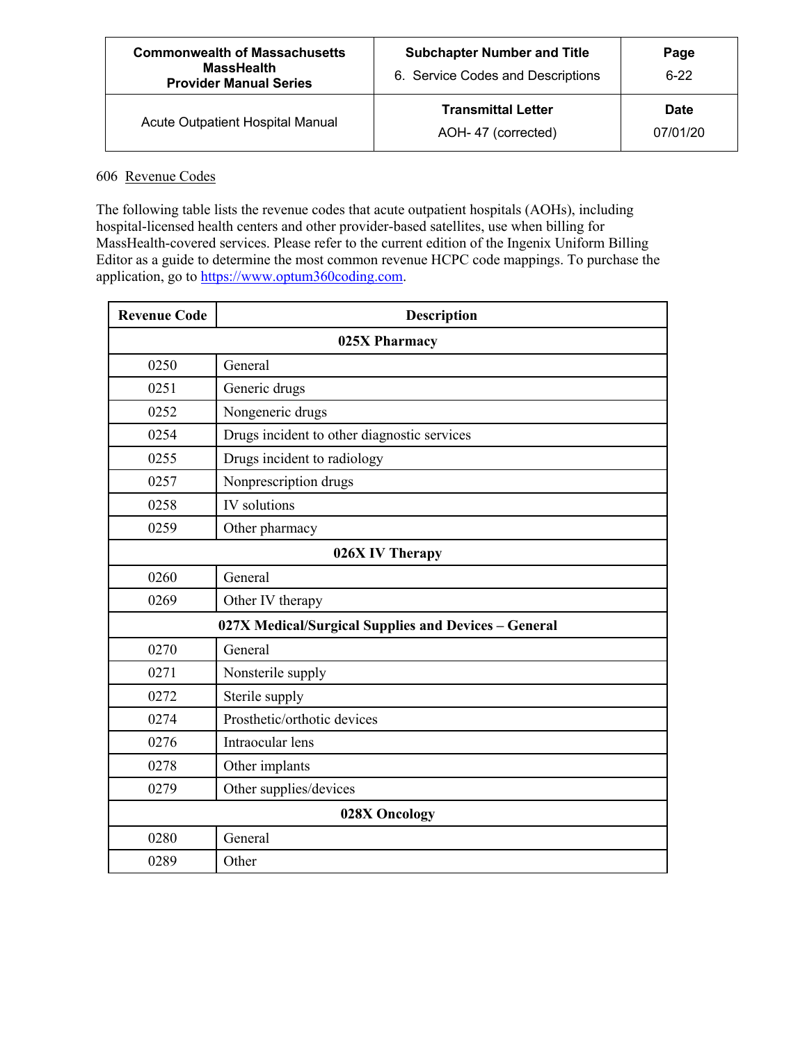## 606 Revenue Codes

The following table lists the revenue codes that acute outpatient hospitals (AOHs), including hospital-licensed health centers and other provider-based satellites, use when billing for MassHealth-covered services. Please refer to the current edition of the Ingenix Uniform Billing Editor as a guide to determine the most common revenue HCPC code mappings. To purchase the application, go to https://www.optum360coding.com.

| Revenue Code | Description |
|---|---|
| **025X Pharmacy** | |
| 0250 | General |
| 0251 | Generic drugs |
| 0252 | Nongeneric drugs |
| 0254 | Drugs incident to other diagnostic services |
| 0255 | Drugs incident to radiology |
| 0257 | Nonprescription drugs |
| 0258 | IV solutions |
| 0259 | Other pharmacy |
| **026X IV Therapy** | |
| 0260 | General |
| 0269 | Other IV therapy |
| **027X Medical/Surgical Supplies and Devices – General** | |
| 0270 | General |
| 0271 | Nonsterile supply |
| 0272 | Sterile supply |
| 0274 | Prosthetic/orthotic devices |
| 0276 | Intraocular lens |
| 0278 | Other implants |
| 0279 | Other supplies/devices |
| **028X Oncology** | |
| 0280 | General |
| 0289 | Other |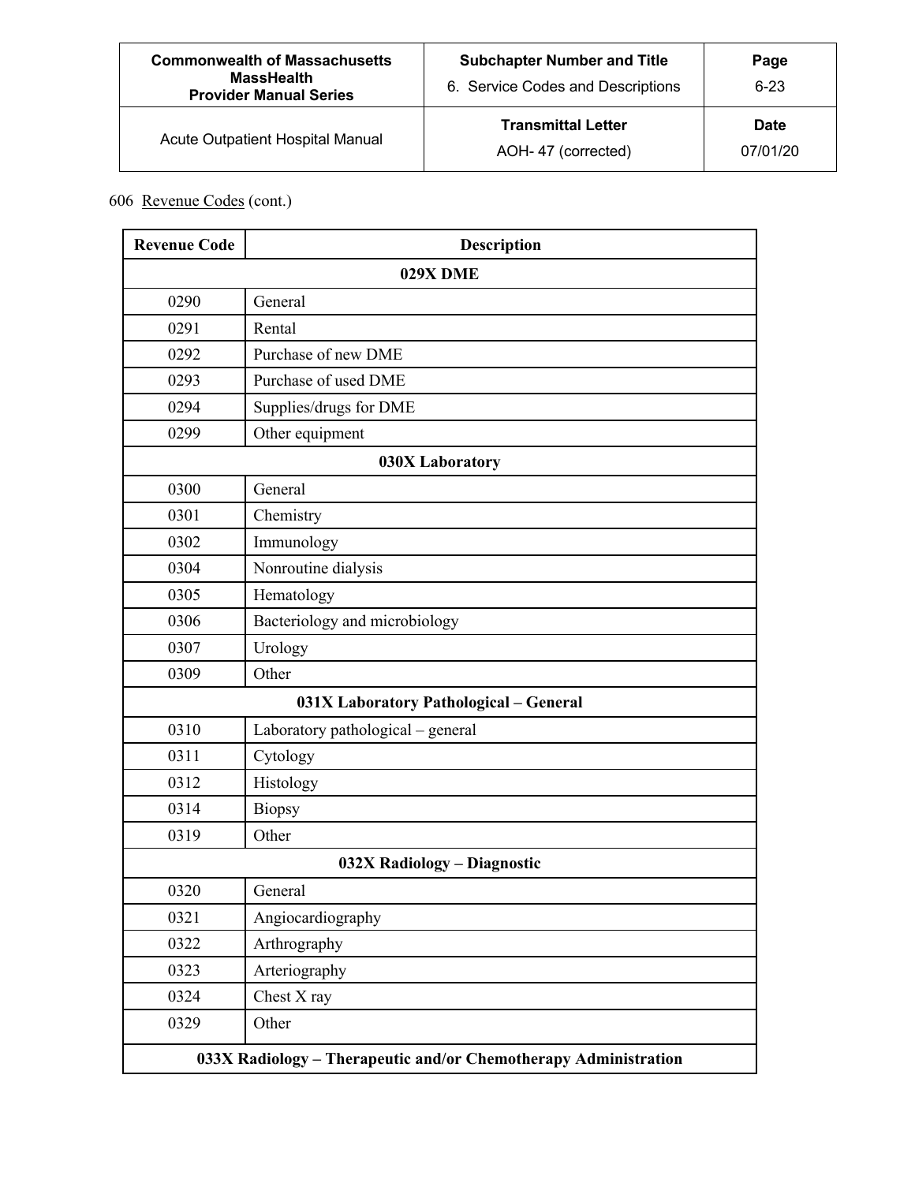606 Revenue Codes (cont.)

| Revenue Code | Description |
|---|---|
| **029X DME** | |
| 0290 | General |
| 0291 | Rental |
| 0292 | Purchase of new DME |
| 0293 | Purchase of used DME |
| 0294 | Supplies/drugs for DME |
| 0299 | Other equipment |
| **030X Laboratory** | |
| 0300 | General |
| 0301 | Chemistry |
| 0302 | Immunology |
| 0304 | Nonroutine dialysis |
| 0305 | Hematology |
| 0306 | Bacteriology and microbiology |
| 0307 | Urology |
| 0309 | Other |
| **031X Laboratory Pathological – General** | |
| 0310 | Laboratory pathological – general |
| 0311 | Cytology |
| 0312 | Histology |
| 0314 | Biopsy |
| 0319 | Other |
| **032X Radiology – Diagnostic** | |
| 0320 | General |
| 0321 | Angiocardiography |
| 0322 | Arthrography |
| 0323 | Arteriography |
| 0324 | Chest X ray |
| 0329 | Other |
| **033X Radiology – Therapeutic and/or Chemotherapy Administration** | |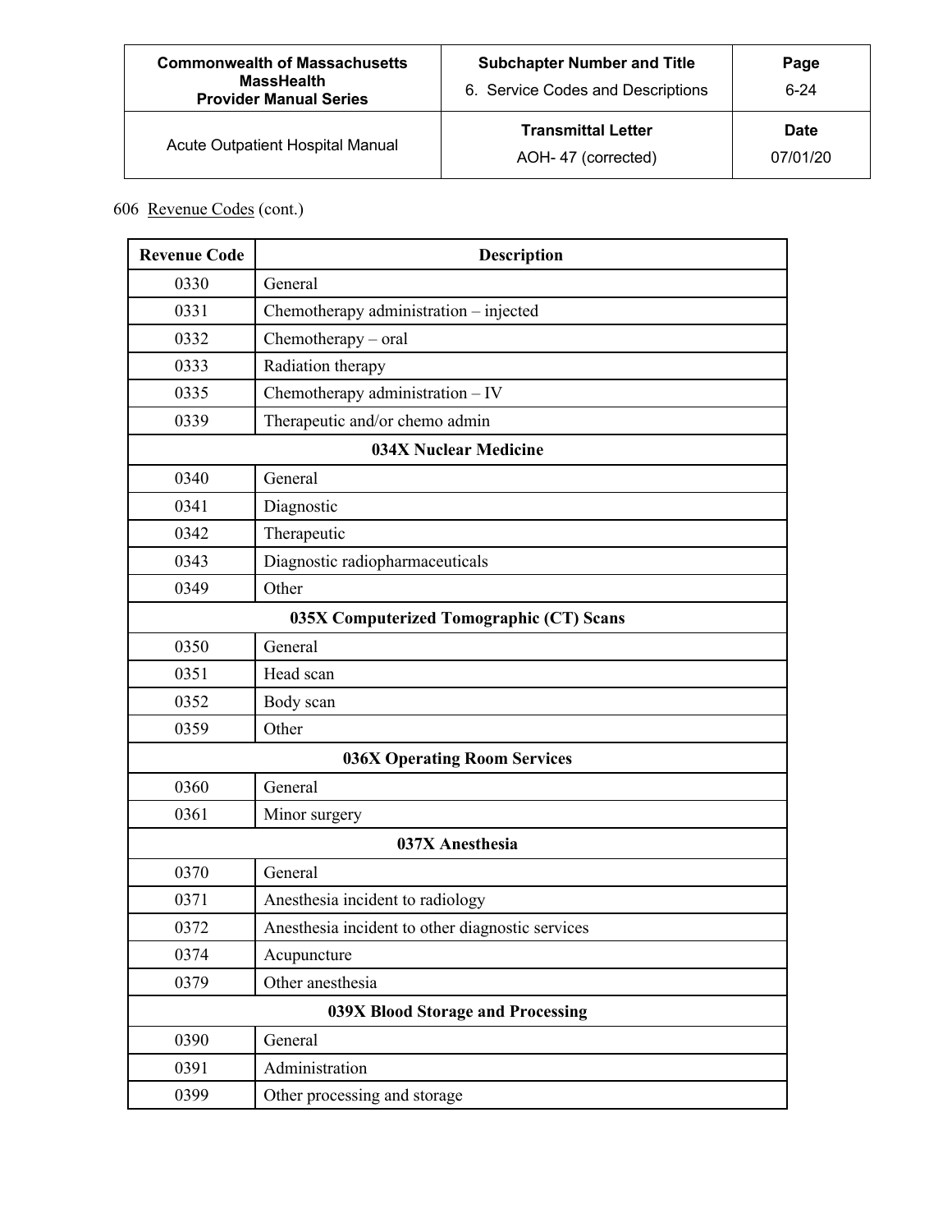606 Revenue Codes (cont.)

| Revenue Code | Description |
|---|---|
| 0330 | General |
| 0331 | Chemotherapy administration – injected |
| 0332 | Chemotherapy – oral |
| 0333 | Radiation therapy |
| 0335 | Chemotherapy administration – IV |
| 0339 | Therapeutic and/or chemo admin |
| **034X Nuclear Medicine** | |
| 0340 | General |
| 0341 | Diagnostic |
| 0342 | Therapeutic |
| 0343 | Diagnostic radiopharmaceuticals |
| 0349 | Other |
| **035X Computerized Tomographic (CT) Scans** | |
| 0350 | General |
| 0351 | Head scan |
| 0352 | Body scan |
| 0359 | Other |
| **036X Operating Room Services** | |
| 0360 | General |
| 0361 | Minor surgery |
| **037X Anesthesia** | |
| 0370 | General |
| 0371 | Anesthesia incident to radiology |
| 0372 | Anesthesia incident to other diagnostic services |
| 0374 | Acupuncture |
| 0379 | Other anesthesia |
| **039X Blood Storage and Processing** | |
| 0390 | General |
| 0391 | Administration |
| 0399 | Other processing and storage |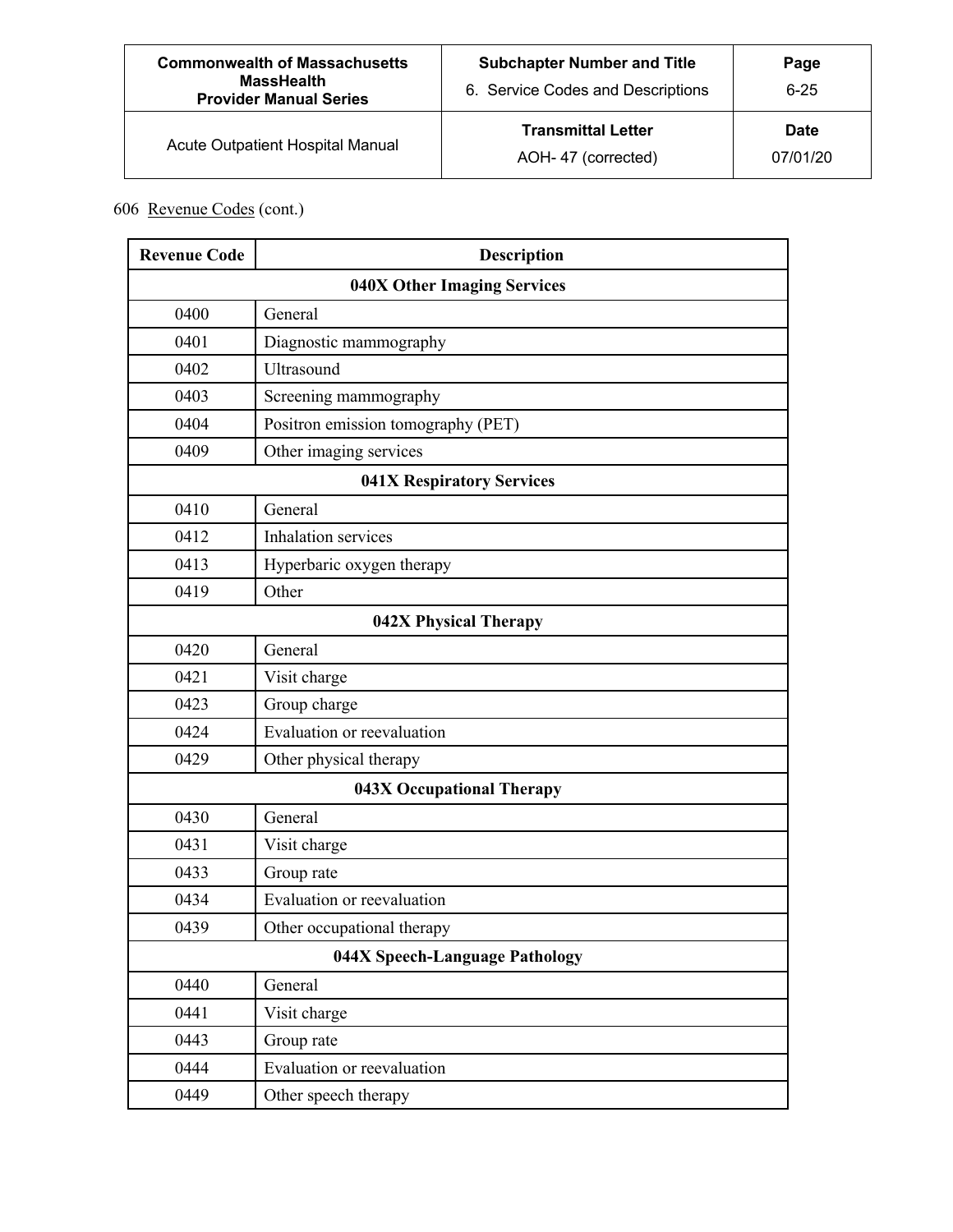606 Revenue Codes (cont.)

| Revenue Code | Description |
|---|---|
| **040X Other Imaging Services** | |
| 0400 | General |
| 0401 | Diagnostic mammography |
| 0402 | Ultrasound |
| 0403 | Screening mammography |
| 0404 | Positron emission tomography (PET) |
| 0409 | Other imaging services |
| **041X Respiratory Services** | |
| 0410 | General |
| 0412 | Inhalation services |
| 0413 | Hyperbaric oxygen therapy |
| 0419 | Other |
| **042X Physical Therapy** | |
| 0420 | General |
| 0421 | Visit charge |
| 0423 | Group charge |
| 0424 | Evaluation or reevaluation |
| 0429 | Other physical therapy |
| **043X Occupational Therapy** | |
| 0430 | General |
| 0431 | Visit charge |
| 0433 | Group rate |
| 0434 | Evaluation or reevaluation |
| 0439 | Other occupational therapy |
| **044X Speech-Language Pathology** | |
| 0440 | General |
| 0441 | Visit charge |
| 0443 | Group rate |
| 0444 | Evaluation or reevaluation |
| 0449 | Other speech therapy |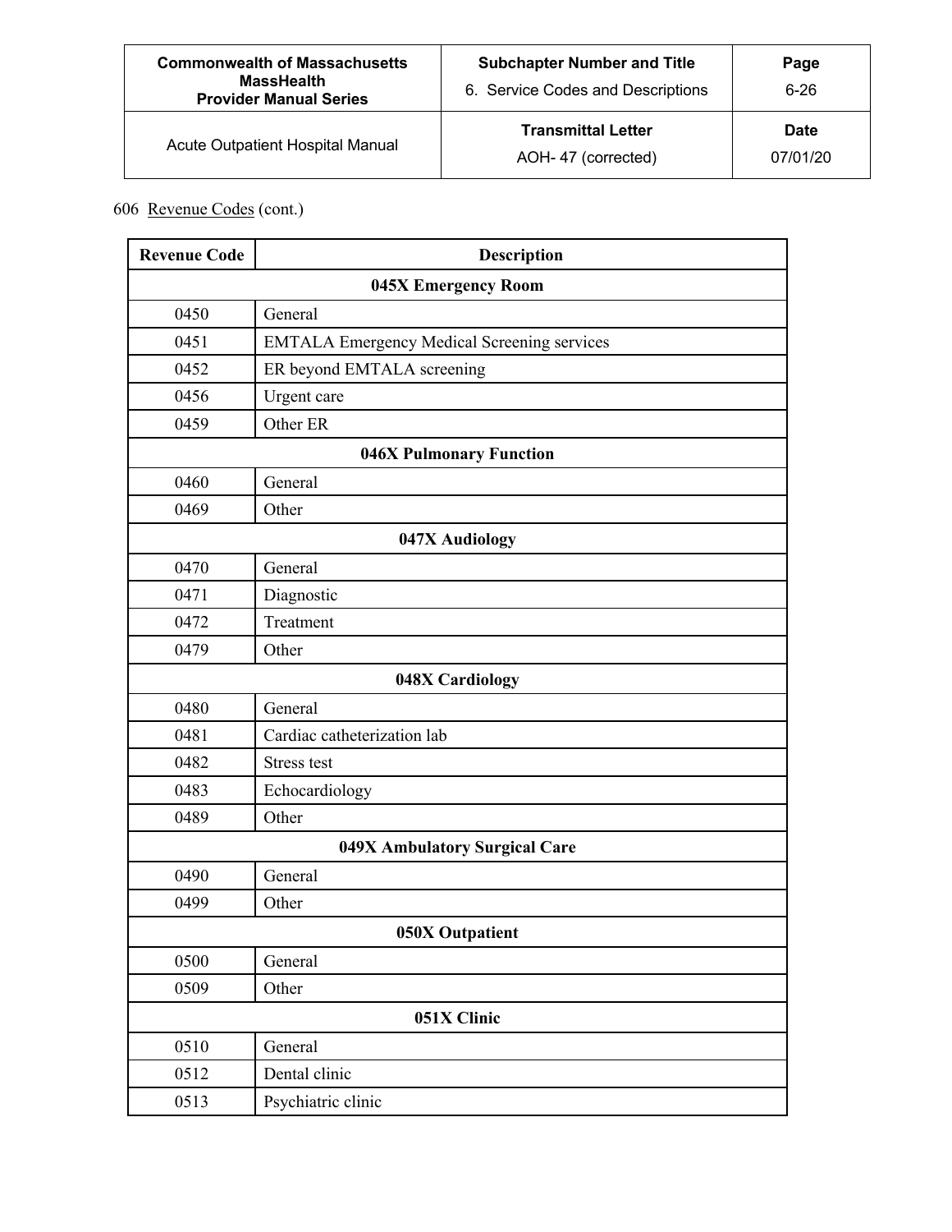606 Revenue Codes (cont.)

| Revenue Code | Description |
|---|---|
| **045X Emergency Room** | |
| 0450 | General |
| 0451 | EMTALA Emergency Medical Screening services |
| 0452 | ER beyond EMTALA screening |
| 0456 | Urgent care |
| 0459 | Other ER |
| **046X Pulmonary Function** | |
| 0460 | General |
| 0469 | Other |
| **047X Audiology** | |
| 0470 | General |
| 0471 | Diagnostic |
| 0472 | Treatment |
| 0479 | Other |
| **048X Cardiology** | |
| 0480 | General |
| 0481 | Cardiac catheterization lab |
| 0482 | Stress test |
| 0483 | Echocardiology |
| 0489 | Other |
| **049X Ambulatory Surgical Care** | |
| 0490 | General |
| 0499 | Other |
| **050X Outpatient** | |
| 0500 | General |
| 0509 | Other |
| **051X Clinic** | |
| 0510 | General |
| 0512 | Dental clinic |
| 0513 | Psychiatric clinic |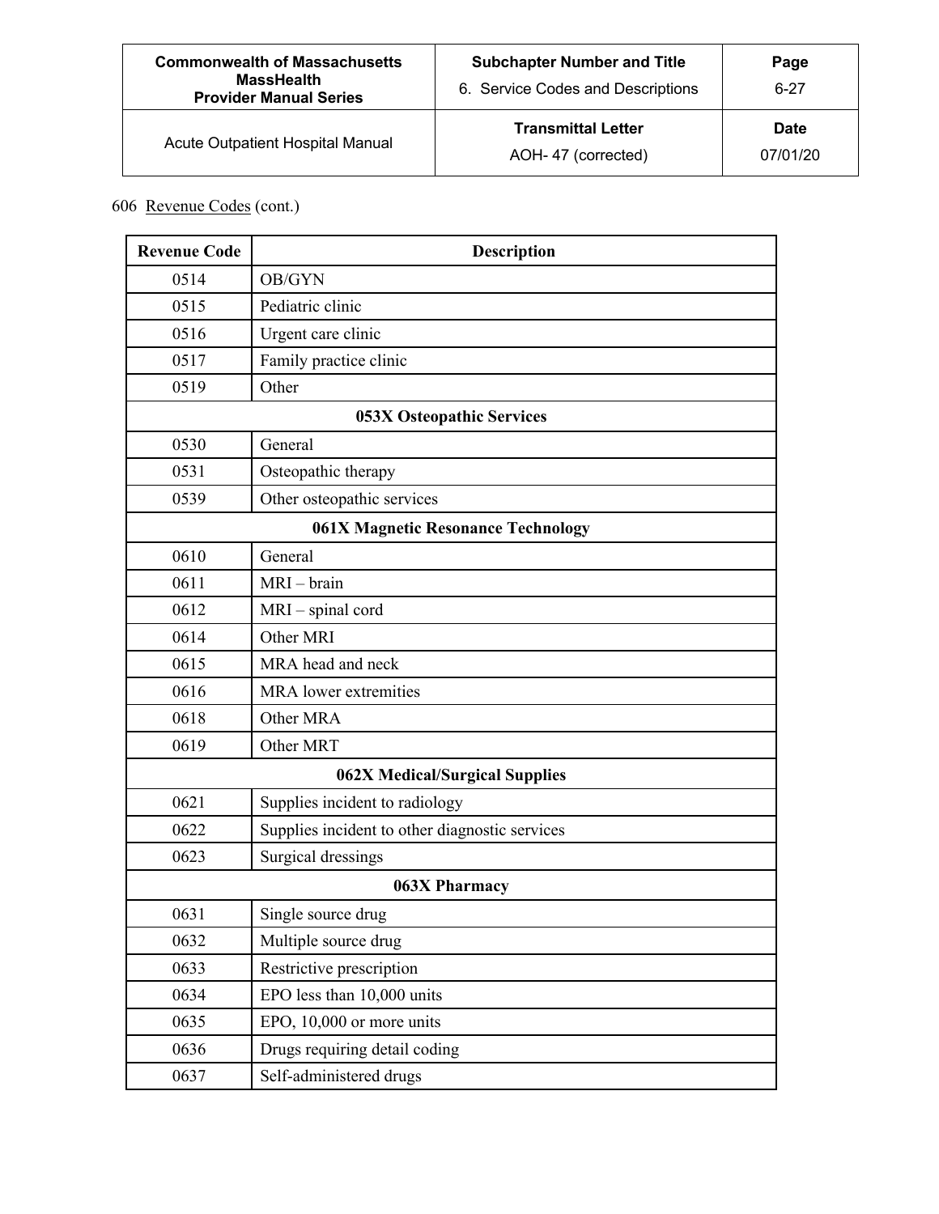606 Revenue Codes (cont.)

| Revenue Code | Description |
|---|---|
| 0514 | OB/GYN |
| 0515 | Pediatric clinic |
| 0516 | Urgent care clinic |
| 0517 | Family practice clinic |
| 0519 | Other |
| **053X Osteopathic Services** | |
| 0530 | General |
| 0531 | Osteopathic therapy |
| 0539 | Other osteopathic services |
| **061X Magnetic Resonance Technology** | |
| 0610 | General |
| 0611 | MRI – brain |
| 0612 | MRI – spinal cord |
| 0614 | Other MRI |
| 0615 | MRA head and neck |
| 0616 | MRA lower extremities |
| 0618 | Other MRA |
| 0619 | Other MRT |
| **062X Medical/Surgical Supplies** | |
| 0621 | Supplies incident to radiology |
| 0622 | Supplies incident to other diagnostic services |
| 0623 | Surgical dressings |
| **063X Pharmacy** | |
| 0631 | Single source drug |
| 0632 | Multiple source drug |
| 0633 | Restrictive prescription |
| 0634 | EPO less than 10,000 units |
| 0635 | EPO, 10,000 or more units |
| 0636 | Drugs requiring detail coding |
| 0637 | Self-administered drugs |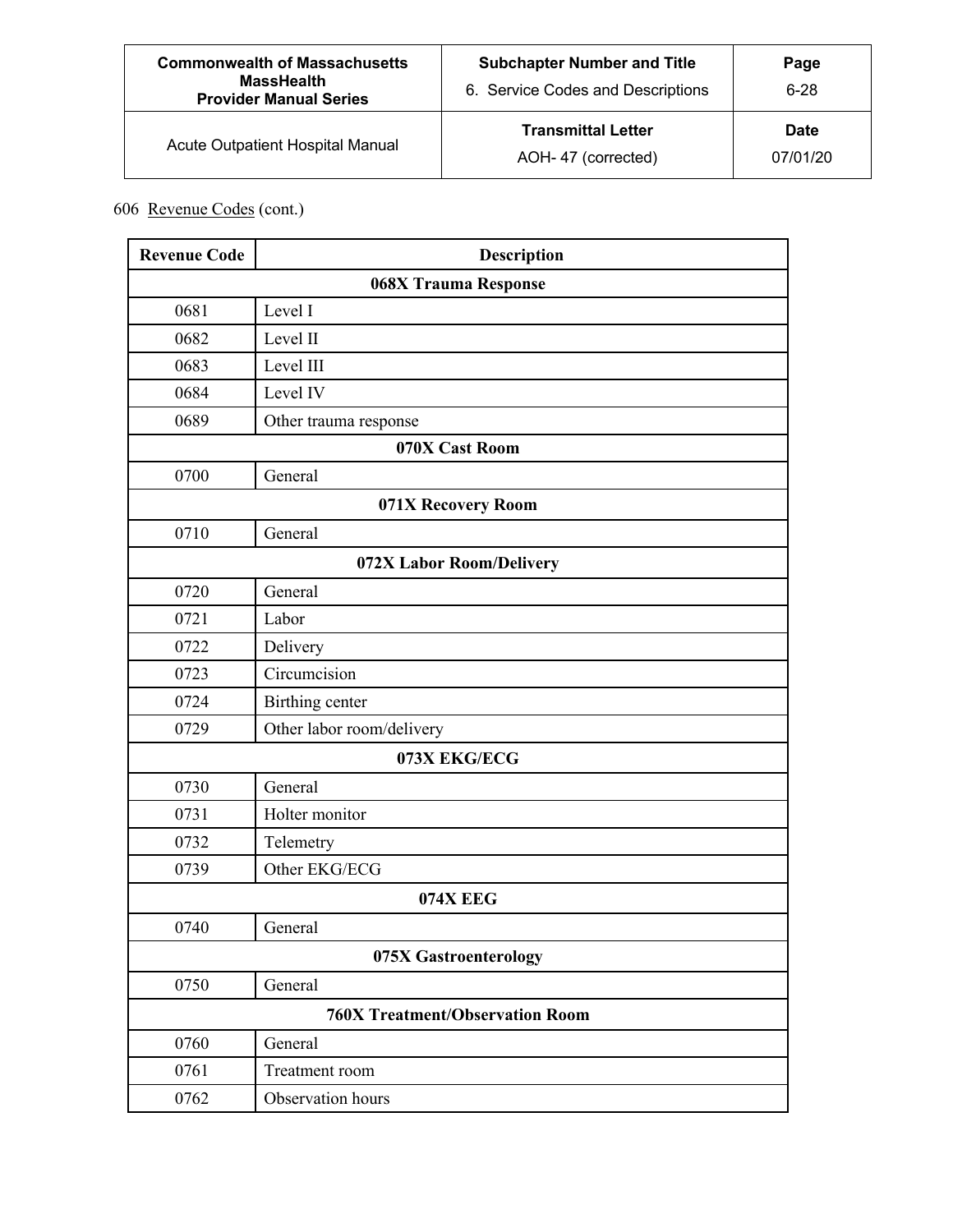606 Revenue Codes (cont.)

| Revenue Code | Description |
|---|---|
| **068X Trauma Response** | |
| 0681 | Level I |
| 0682 | Level II |
| 0683 | Level III |
| 0684 | Level IV |
| 0689 | Other trauma response |
| **070X Cast Room** | |
| 0700 | General |
| **071X Recovery Room** | |
| 0710 | General |
| **072X Labor Room/Delivery** | |
| 0720 | General |
| 0721 | Labor |
| 0722 | Delivery |
| 0723 | Circumcision |
| 0724 | Birthing center |
| 0729 | Other labor room/delivery |
| **073X EKG/ECG** | |
| 0730 | General |
| 0731 | Holter monitor |
| 0732 | Telemetry |
| 0739 | Other EKG/ECG |
| **074X EEG** | |
| 0740 | General |
| **075X Gastroenterology** | |
| 0750 | General |
| **760X Treatment/Observation Room** | |
| 0760 | General |
| 0761 | Treatment room |
| 0762 | Observation hours |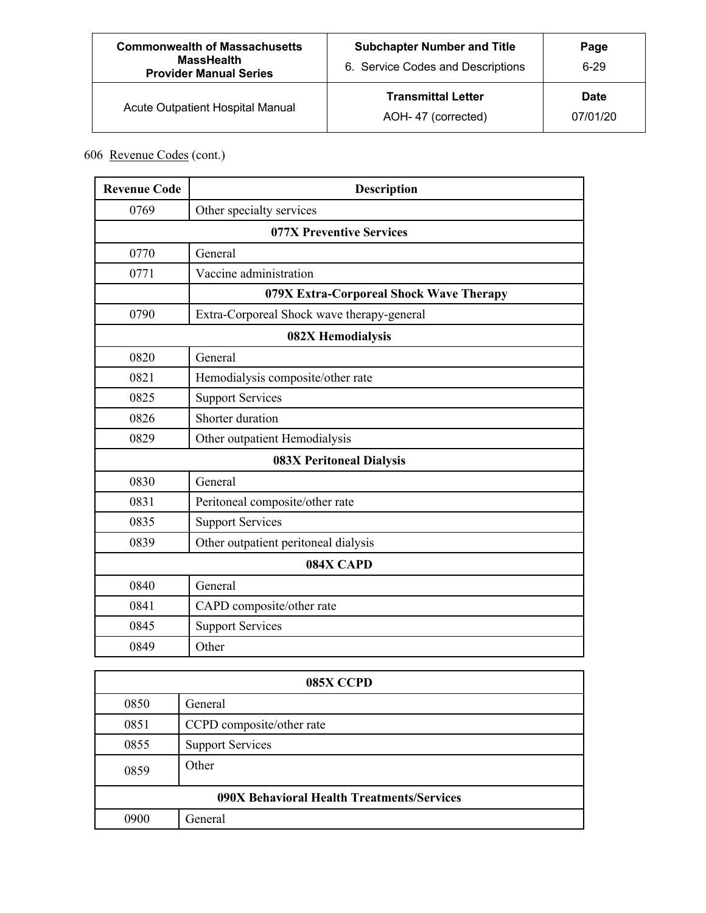606 Revenue Codes (cont.)

| Revenue Code | Description |
|---|---|
| 0769 | Other specialty services |
| **077X Preventive Services** | |
| 0770 | General |
| 0771 | Vaccine administration |
| | **079X Extra-Corporeal Shock Wave Therapy** |
| 0790 | Extra-Corporeal Shock wave therapy-general |
| **082X Hemodialysis** | |
| 0820 | General |
| 0821 | Hemodialysis composite/other rate |
| 0825 | Support Services |
| 0826 | Shorter duration |
| 0829 | Other outpatient Hemodialysis |
| **083X Peritoneal Dialysis** | |
| 0830 | General |
| 0831 | Peritoneal composite/other rate |
| 0835 | Support Services |
| 0839 | Other outpatient peritoneal dialysis |
| **084X CAPD** | |
| 0840 | General |
| 0841 | CAPD composite/other rate |
| 0845 | Support Services |
| 0849 | Other |
| **085X CCPD** | |
| 0850 | General |
| 0851 | CCPD composite/other rate |
| 0855 | Support Services |
| 0859 | Other |
| **090X Behavioral Health Treatments/Services** | |
| 0900 | General |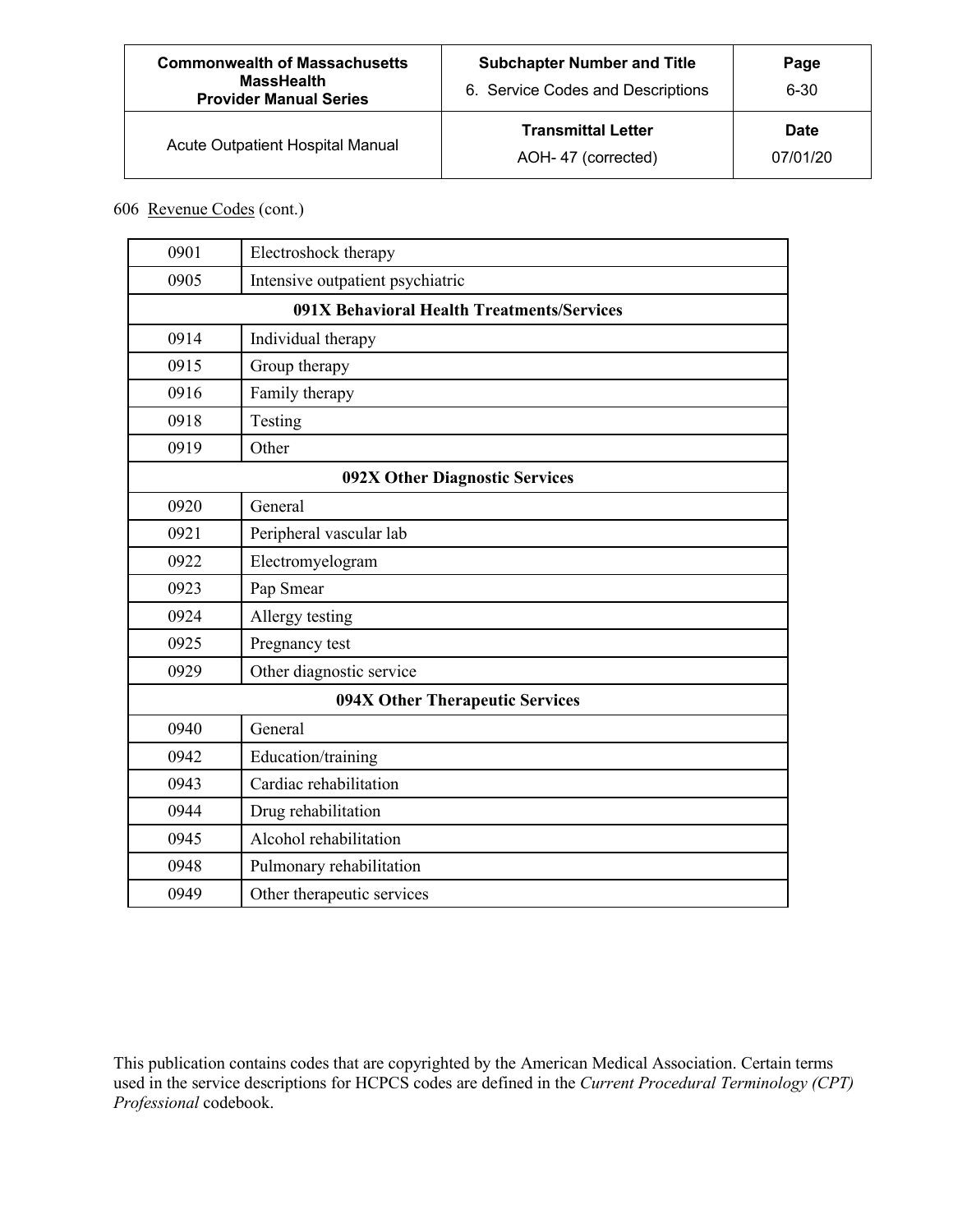606 Revenue Codes (cont.)

| | |
|---|---|
| 0901 | Electroshock therapy |
| 0905 | Intensive outpatient psychiatric |
| **091X Behavioral Health Treatments/Services** | |
| 0914 | Individual therapy |
| 0915 | Group therapy |
| 0916 | Family therapy |
| 0918 | Testing |
| 0919 | Other |
| **092X Other Diagnostic Services** | |
| 0920 | General |
| 0921 | Peripheral vascular lab |
| 0922 | Electromyelogram |
| 0923 | Pap Smear |
| 0924 | Allergy testing |
| 0925 | Pregnancy test |
| 0929 | Other diagnostic service |
| **094X Other Therapeutic Services** | |
| 0940 | General |
| 0942 | Education/training |
| 0943 | Cardiac rehabilitation |
| 0944 | Drug rehabilitation |
| 0945 | Alcohol rehabilitation |
| 0948 | Pulmonary rehabilitation |
| 0949 | Other therapeutic services |

This publication contains codes that are copyrighted by the American Medical Association. Certain terms used in the service descriptions for HCPCS codes are defined in the *Current Procedural Terminology (CPT) Professional* codebook.